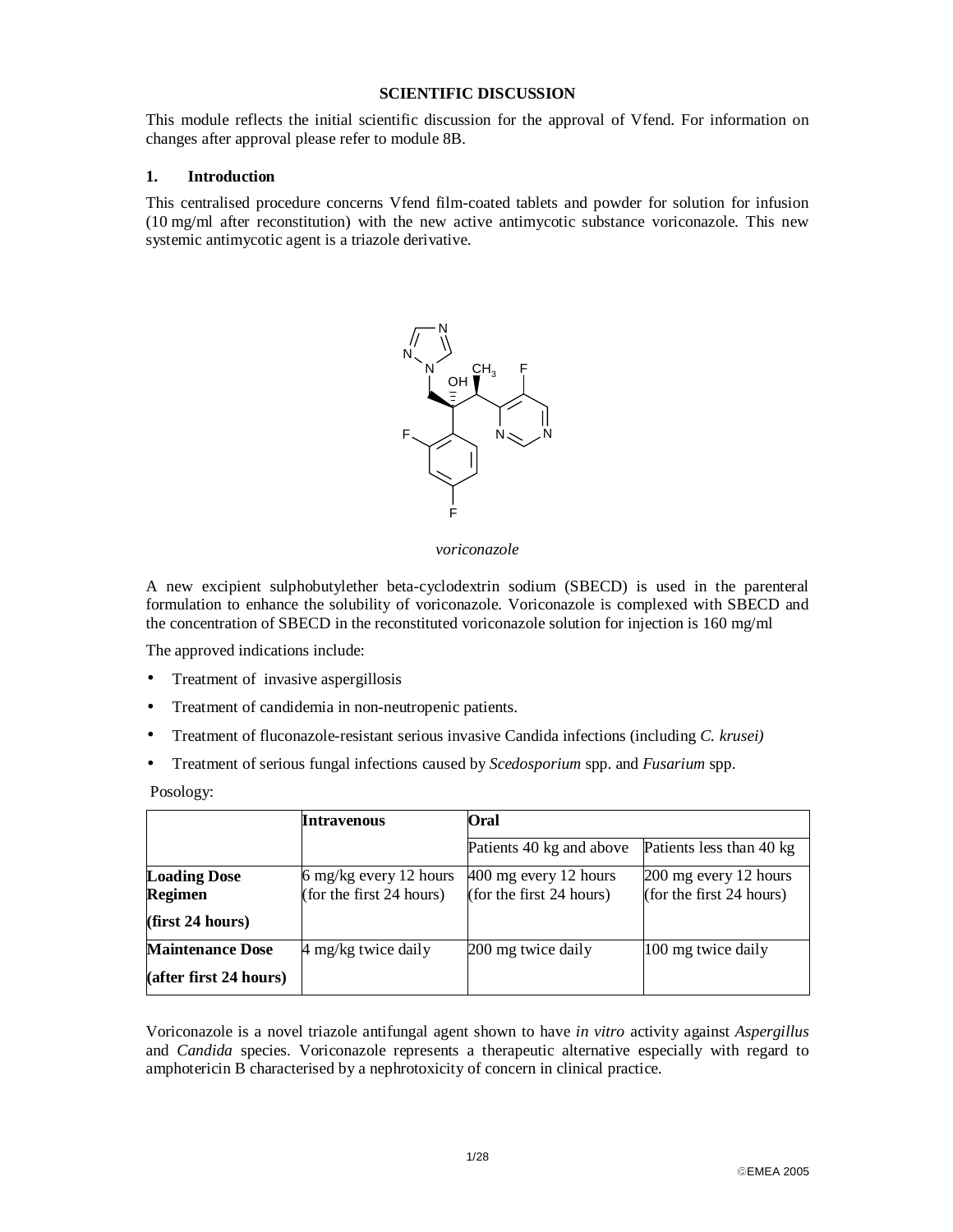**SCIENTIFIC DISCUSSION**

This module reflects the initial scientific discussion for the approval of Vfend. For information on changes after approval please refer to module 8B.

## 1. Introduction

This centralised procedure concerns Vfend film-coated tablets and powder for solution for infusion (10 mg/ml after reconstitution) with the new active antimycotic substance voriconazole. This new systemic antimycotic agent is a triazole derivative.

*voriconazole*

A new excipient sulphobutylether beta-cyclodextrin sodium (SBECD) is used in the parenteral formulation to enhance the solubility of voriconazole. Voriconazole is complexed with SBECD and the concentration of SBECD in the reconstituted voriconazole solution for injection is 160 mg/ml

The approved indications include:

- Treatment of invasive aspergillosis
- Treatment of candidemia in non-neutropenic patients.
- Treatment of fluconazole-resistant serious invasive Candida infections (including *C. krusei)*
- Treatment of serious fungal infections caused by *Scedosporium* spp. and *Fusarium* spp.

Posology:

| | **Intravenous** | **Oral** | |
|---|---|---|---|
| | | Patients 40 kg and above | Patients less than 40 kg |
| **Loading Dose Regimen (first 24 hours)** | 6 mg/kg every 12 hours (for the first 24 hours) | 400 mg every 12 hours (for the first 24 hours) | 200 mg every 12 hours (for the first 24 hours) |
| **Maintenance Dose (after first 24 hours)** | 4 mg/kg twice daily | 200 mg twice daily | 100 mg twice daily |

Voriconazole is a novel triazole antifungal agent shown to have *in vitro* activity against *Aspergillus* and *Candida* species. Voriconazole represents a therapeutic alternative especially with regard to amphotericin B characterised by a nephrotoxicity of concern in clinical practice.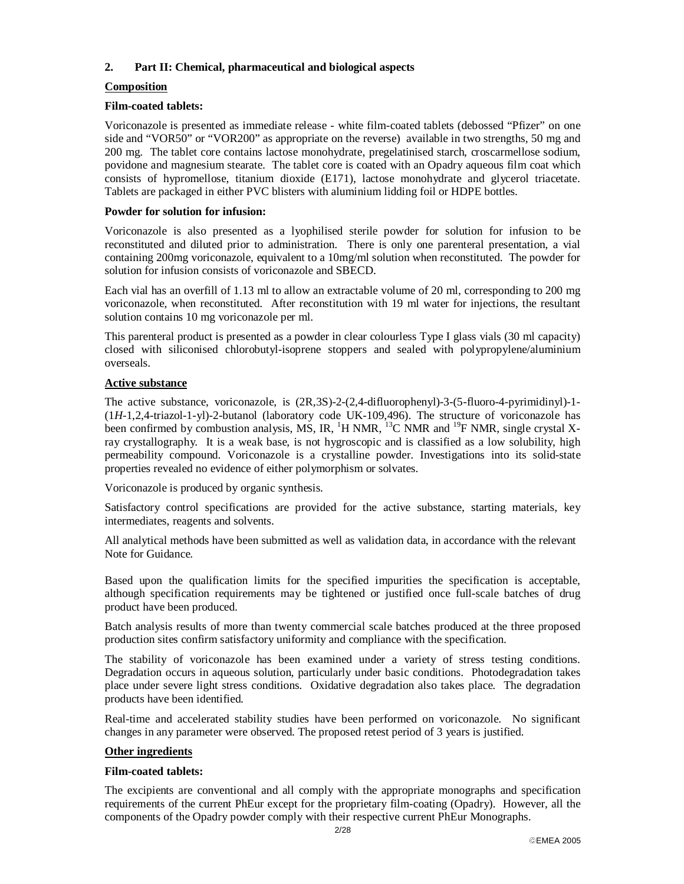## 2. Part II: Chemical, pharmaceutical and biological aspects

### Composition

**Film-coated tablets:**

Voriconazole is presented as immediate release - white film-coated tablets (debossed "Pfizer" on one side and "VOR50" or "VOR200" as appropriate on the reverse) available in two strengths, 50 mg and 200 mg. The tablet core contains lactose monohydrate, pregelatinised starch, croscarmellose sodium, povidone and magnesium stearate. The tablet core is coated with an Opadry aqueous film coat which consists of hypromellose, titanium dioxide (E171), lactose monohydrate and glycerol triacetate. Tablets are packaged in either PVC blisters with aluminium lidding foil or HDPE bottles.

**Powder for solution for infusion:**

Voriconazole is also presented as a lyophilised sterile powder for solution for infusion to be reconstituted and diluted prior to administration. There is only one parenteral presentation, a vial containing 200mg voriconazole, equivalent to a 10mg/ml solution when reconstituted. The powder for solution for infusion consists of voriconazole and SBECD.

Each vial has an overfill of 1.13 ml to allow an extractable volume of 20 ml, corresponding to 200 mg voriconazole, when reconstituted. After reconstitution with 19 ml water for injections, the resultant solution contains 10 mg voriconazole per ml.

This parenteral product is presented as a powder in clear colourless Type I glass vials (30 ml capacity) closed with siliconised chlorobutyl-isoprene stoppers and sealed with polypropylene/aluminium overseals.

### Active substance

The active substance, voriconazole, is (2R,3S)-2-(2,4-difluorophenyl)-3-(5-fluoro-4-pyrimidinyl)-1-(1*H*-1,2,4-triazol-1-yl)-2-butanol (laboratory code UK-109,496). The structure of voriconazole has been confirmed by combustion analysis, MS, IR, $^{1}$H NMR, $^{13}$C NMR and $^{19}$F NMR, single crystal X-ray crystallography. It is a weak base, is not hygroscopic and is classified as a low solubility, high permeability compound. Voriconazole is a crystalline powder. Investigations into its solid-state properties revealed no evidence of either polymorphism or solvates.

Voriconazole is produced by organic synthesis.

Satisfactory control specifications are provided for the active substance, starting materials, key intermediates, reagents and solvents.

All analytical methods have been submitted as well as validation data, in accordance with the relevant Note for Guidance.

Based upon the qualification limits for the specified impurities the specification is acceptable, although specification requirements may be tightened or justified once full-scale batches of drug product have been produced.

Batch analysis results of more than twenty commercial scale batches produced at the three proposed production sites confirm satisfactory uniformity and compliance with the specification.

The stability of voriconazole has been examined under a variety of stress testing conditions. Degradation occurs in aqueous solution, particularly under basic conditions. Photodegradation takes place under severe light stress conditions. Oxidative degradation also takes place. The degradation products have been identified.

Real-time and accelerated stability studies have been performed on voriconazole. No significant changes in any parameter were observed. The proposed retest period of 3 years is justified.

### Other ingredients

**Film-coated tablets:**

The excipients are conventional and all comply with the appropriate monographs and specification requirements of the current PhEur except for the proprietary film-coating (Opadry). However, all the components of the Opadry powder comply with their respective current PhEur Monographs.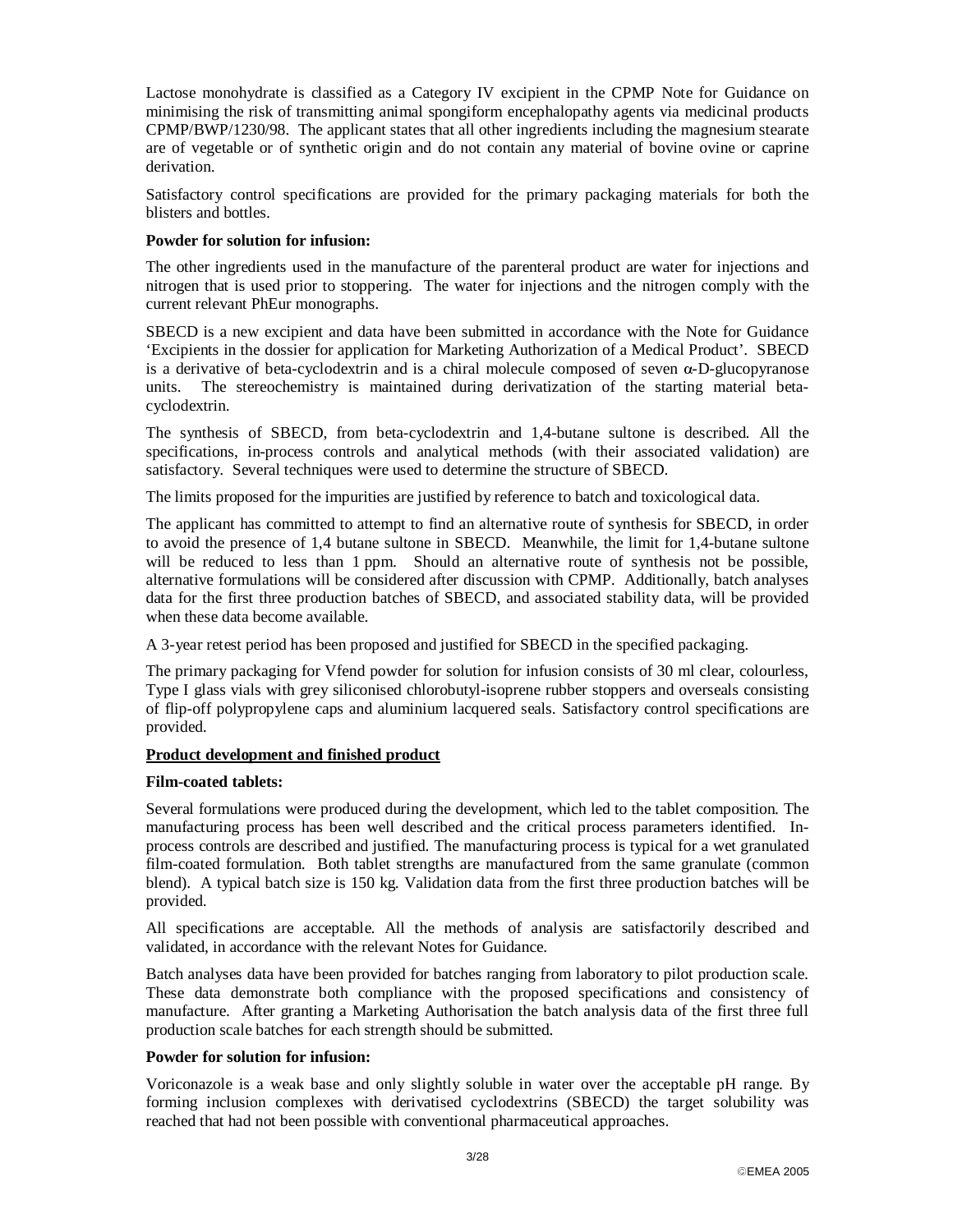Lactose monohydrate is classified as a Category IV excipient in the CPMP Note for Guidance on minimising the risk of transmitting animal spongiform encephalopathy agents via medicinal products CPMP/BWP/1230/98. The applicant states that all other ingredients including the magnesium stearate are of vegetable or of synthetic origin and do not contain any material of bovine ovine or caprine derivation.

Satisfactory control specifications are provided for the primary packaging materials for both the blisters and bottles.

**Powder for solution for infusion:**

The other ingredients used in the manufacture of the parenteral product are water for injections and nitrogen that is used prior to stoppering. The water for injections and the nitrogen comply with the current relevant PhEur monographs.

SBECD is a new excipient and data have been submitted in accordance with the Note for Guidance 'Excipients in the dossier for application for Marketing Authorization of a Medical Product'. SBECD is a derivative of beta-cyclodextrin and is a chiral molecule composed of seven $\alpha$-D-glucopyranose units. The stereochemistry is maintained during derivatization of the starting material beta-cyclodextrin.

The synthesis of SBECD, from beta-cyclodextrin and 1,4-butane sultone is described. All the specifications, in-process controls and analytical methods (with their associated validation) are satisfactory. Several techniques were used to determine the structure of SBECD.

The limits proposed for the impurities are justified by reference to batch and toxicological data.

The applicant has committed to attempt to find an alternative route of synthesis for SBECD, in order to avoid the presence of 1,4 butane sultone in SBECD. Meanwhile, the limit for 1,4-butane sultone will be reduced to less than 1 ppm. Should an alternative route of synthesis not be possible, alternative formulations will be considered after discussion with CPMP. Additionally, batch analyses data for the first three production batches of SBECD, and associated stability data, will be provided when these data become available.

A 3-year retest period has been proposed and justified for SBECD in the specified packaging.

The primary packaging for Vfend powder for solution for infusion consists of 30 ml clear, colourless, Type I glass vials with grey siliconised chlorobutyl-isoprene rubber stoppers and overseals consisting of flip-off polypropylene caps and aluminium lacquered seals. Satisfactory control specifications are provided.

## Product development and finished product

**Film-coated tablets:**

Several formulations were produced during the development, which led to the tablet composition. The manufacturing process has been well described and the critical process parameters identified. In-process controls are described and justified. The manufacturing process is typical for a wet granulated film-coated formulation. Both tablet strengths are manufactured from the same granulate (common blend). A typical batch size is 150 kg. Validation data from the first three production batches will be provided.

All specifications are acceptable. All the methods of analysis are satisfactorily described and validated, in accordance with the relevant Notes for Guidance.

Batch analyses data have been provided for batches ranging from laboratory to pilot production scale. These data demonstrate both compliance with the proposed specifications and consistency of manufacture. After granting a Marketing Authorisation the batch analysis data of the first three full production scale batches for each strength should be submitted.

**Powder for solution for infusion:**

Voriconazole is a weak base and only slightly soluble in water over the acceptable pH range. By forming inclusion complexes with derivatised cyclodextrins (SBECD) the target solubility was reached that had not been possible with conventional pharmaceutical approaches.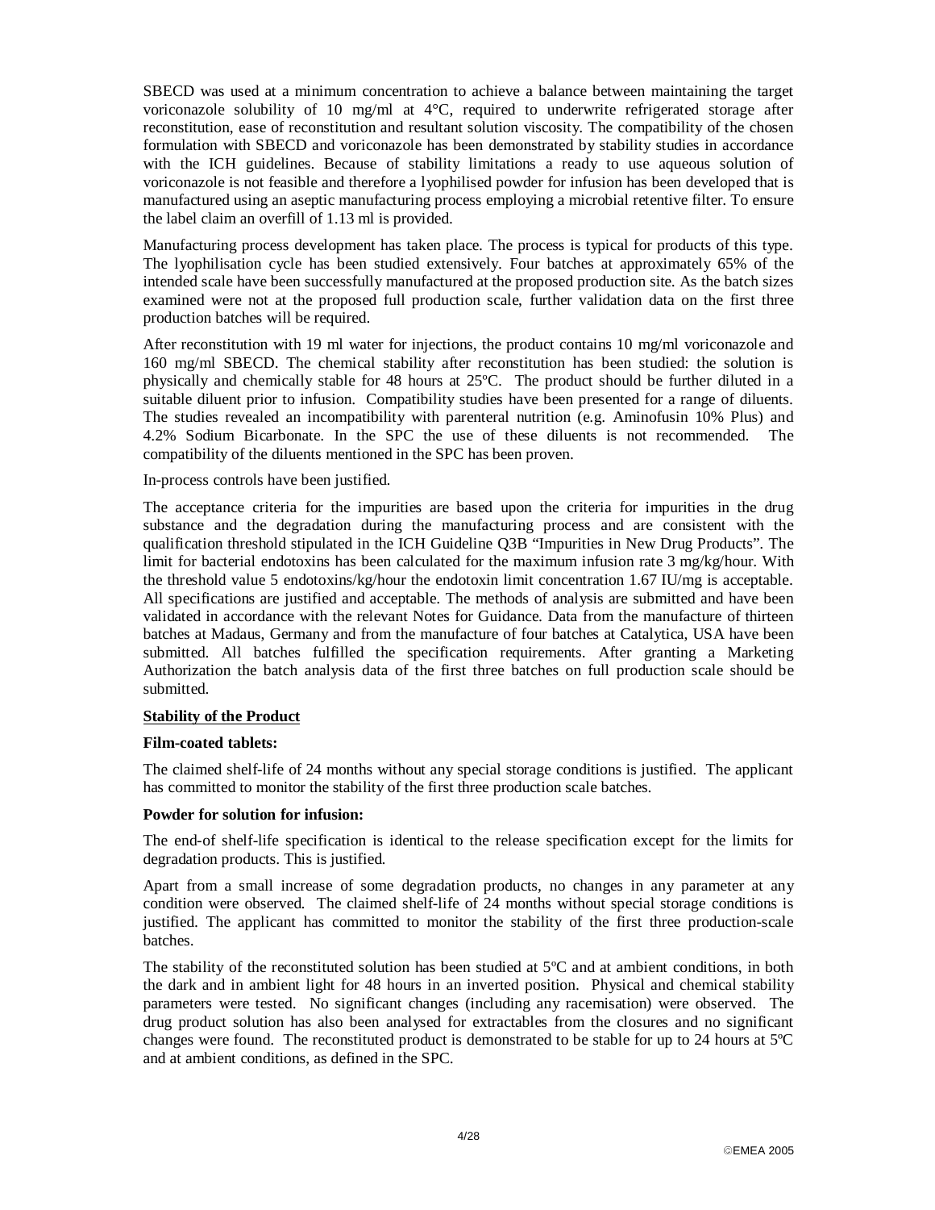SBECD was used at a minimum concentration to achieve a balance between maintaining the target voriconazole solubility of 10 mg/ml at 4°C, required to underwrite refrigerated storage after reconstitution, ease of reconstitution and resultant solution viscosity. The compatibility of the chosen formulation with SBECD and voriconazole has been demonstrated by stability studies in accordance with the ICH guidelines. Because of stability limitations a ready to use aqueous solution of voriconazole is not feasible and therefore a lyophilised powder for infusion has been developed that is manufactured using an aseptic manufacturing process employing a microbial retentive filter. To ensure the label claim an overfill of 1.13 ml is provided.

Manufacturing process development has taken place. The process is typical for products of this type. The lyophilisation cycle has been studied extensively. Four batches at approximately 65% of the intended scale have been successfully manufactured at the proposed production site. As the batch sizes examined were not at the proposed full production scale, further validation data on the first three production batches will be required.

After reconstitution with 19 ml water for injections, the product contains 10 mg/ml voriconazole and 160 mg/ml SBECD. The chemical stability after reconstitution has been studied: the solution is physically and chemically stable for 48 hours at 25ºC. The product should be further diluted in a suitable diluent prior to infusion. Compatibility studies have been presented for a range of diluents. The studies revealed an incompatibility with parenteral nutrition (e.g. Aminofusin 10% Plus) and 4.2% Sodium Bicarbonate. In the SPC the use of these diluents is not recommended. The compatibility of the diluents mentioned in the SPC has been proven.

In-process controls have been justified.

The acceptance criteria for the impurities are based upon the criteria for impurities in the drug substance and the degradation during the manufacturing process and are consistent with the qualification threshold stipulated in the ICH Guideline Q3B "Impurities in New Drug Products". The limit for bacterial endotoxins has been calculated for the maximum infusion rate 3 mg/kg/hour. With the threshold value 5 endotoxins/kg/hour the endotoxin limit concentration 1.67 IU/mg is acceptable. All specifications are justified and acceptable. The methods of analysis are submitted and have been validated in accordance with the relevant Notes for Guidance. Data from the manufacture of thirteen batches at Madaus, Germany and from the manufacture of four batches at Catalytica, USA have been submitted. All batches fulfilled the specification requirements. After granting a Marketing Authorization the batch analysis data of the first three batches on full production scale should be submitted.

**Stability of the Product**

**Film-coated tablets:**

The claimed shelf-life of 24 months without any special storage conditions is justified. The applicant has committed to monitor the stability of the first three production scale batches.

**Powder for solution for infusion:**

The end-of shelf-life specification is identical to the release specification except for the limits for degradation products. This is justified.

Apart from a small increase of some degradation products, no changes in any parameter at any condition were observed. The claimed shelf-life of 24 months without special storage conditions is justified. The applicant has committed to monitor the stability of the first three production-scale batches.

The stability of the reconstituted solution has been studied at 5ºC and at ambient conditions, in both the dark and in ambient light for 48 hours in an inverted position. Physical and chemical stability parameters were tested. No significant changes (including any racemisation) were observed. The drug product solution has also been analysed for extractables from the closures and no significant changes were found. The reconstituted product is demonstrated to be stable for up to 24 hours at 5ºC and at ambient conditions, as defined in the SPC.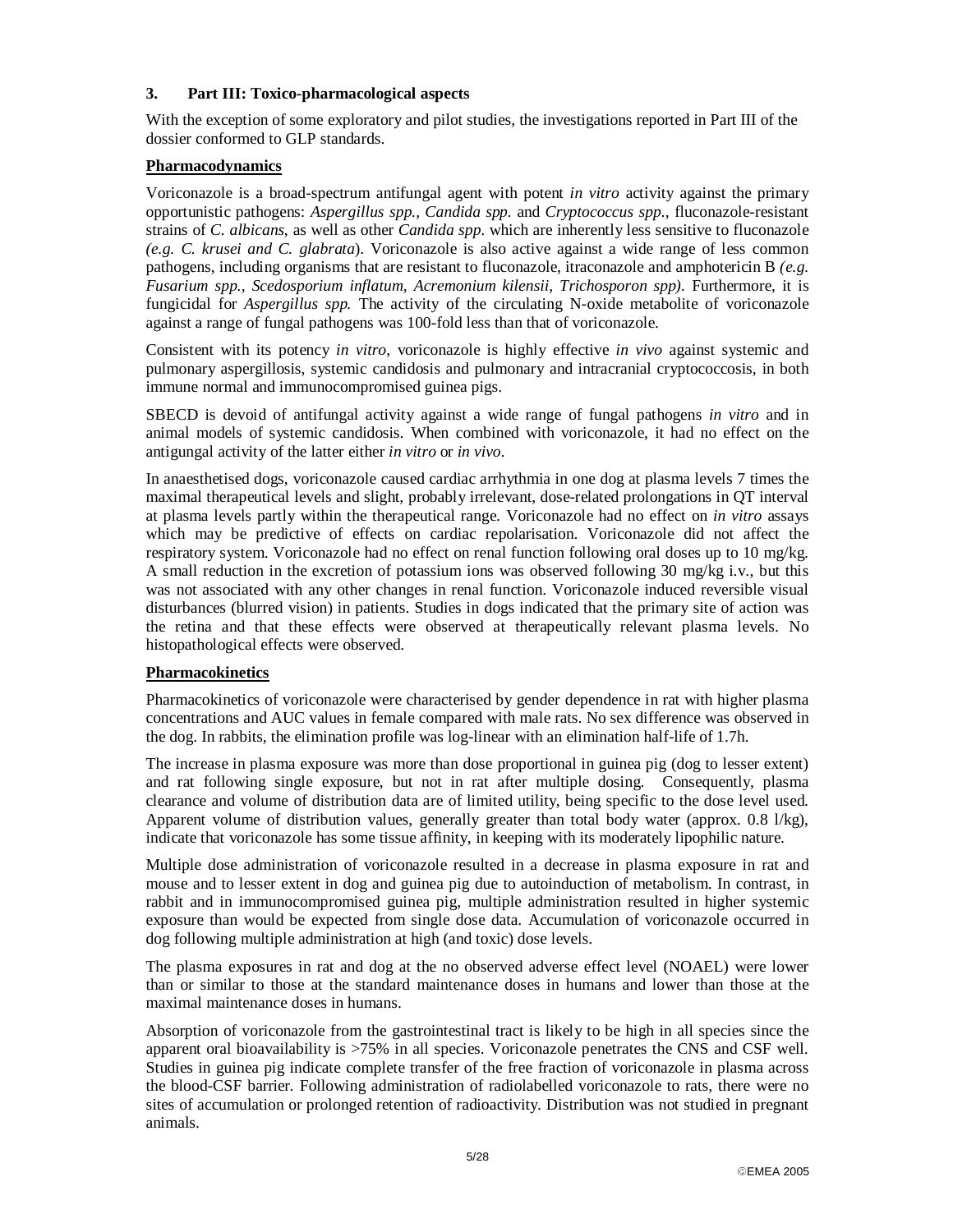## 3. Part III: Toxico-pharmacological aspects

With the exception of some exploratory and pilot studies, the investigations reported in Part III of the dossier conformed to GLP standards.

**Pharmacodynamics**

Voriconazole is a broad-spectrum antifungal agent with potent *in vitro* activity against the primary opportunistic pathogens: *Aspergillus spp.*, *Candida spp.* and *Cryptococcus spp.*, fluconazole-resistant strains of *C. albicans*, as well as other *Candida spp.* which are inherently less sensitive to fluconazole *(e.g. C. krusei and C. glabrata)*. Voriconazole is also active against a wide range of less common pathogens, including organisms that are resistant to fluconazole, itraconazole and amphotericin B *(e.g. Fusarium spp., Scedosporium inflatum, Acremonium kilensii, Trichosporon spp)*. Furthermore, it is fungicidal for *Aspergillus spp.* The activity of the circulating N-oxide metabolite of voriconazole against a range of fungal pathogens was 100-fold less than that of voriconazole.

Consistent with its potency *in vitro*, voriconazole is highly effective *in vivo* against systemic and pulmonary aspergillosis, systemic candidosis and pulmonary and intracranial cryptococcosis, in both immune normal and immunocompromised guinea pigs.

SBECD is devoid of antifungal activity against a wide range of fungal pathogens *in vitro* and in animal models of systemic candidosis. When combined with voriconazole, it had no effect on the antigungal activity of the latter either *in vitro* or *in vivo*.

In anaesthetised dogs, voriconazole caused cardiac arrhythmia in one dog at plasma levels 7 times the maximal therapeutical levels and slight, probably irrelevant, dose-related prolongations in QT interval at plasma levels partly within the therapeutical range. Voriconazole had no effect on *in vitro* assays which may be predictive of effects on cardiac repolarisation. Voriconazole did not affect the respiratory system. Voriconazole had no effect on renal function following oral doses up to 10 mg/kg. A small reduction in the excretion of potassium ions was observed following 30 mg/kg i.v., but this was not associated with any other changes in renal function. Voriconazole induced reversible visual disturbances (blurred vision) in patients. Studies in dogs indicated that the primary site of action was the retina and that these effects were observed at therapeutically relevant plasma levels. No histopathological effects were observed.

**Pharmacokinetics**

Pharmacokinetics of voriconazole were characterised by gender dependence in rat with higher plasma concentrations and AUC values in female compared with male rats. No sex difference was observed in the dog. In rabbits, the elimination profile was log-linear with an elimination half-life of 1.7h.

The increase in plasma exposure was more than dose proportional in guinea pig (dog to lesser extent) and rat following single exposure, but not in rat after multiple dosing. Consequently, plasma clearance and volume of distribution data are of limited utility, being specific to the dose level used. Apparent volume of distribution values, generally greater than total body water (approx. 0.8 l/kg), indicate that voriconazole has some tissue affinity, in keeping with its moderately lipophilic nature.

Multiple dose administration of voriconazole resulted in a decrease in plasma exposure in rat and mouse and to lesser extent in dog and guinea pig due to autoinduction of metabolism. In contrast, in rabbit and in immunocompromised guinea pig, multiple administration resulted in higher systemic exposure than would be expected from single dose data. Accumulation of voriconazole occurred in dog following multiple administration at high (and toxic) dose levels.

The plasma exposures in rat and dog at the no observed adverse effect level (NOAEL) were lower than or similar to those at the standard maintenance doses in humans and lower than those at the maximal maintenance doses in humans.

Absorption of voriconazole from the gastrointestinal tract is likely to be high in all species since the apparent oral bioavailability is >75% in all species. Voriconazole penetrates the CNS and CSF well. Studies in guinea pig indicate complete transfer of the free fraction of voriconazole in plasma across the blood-CSF barrier. Following administration of radiolabelled voriconazole to rats, there were no sites of accumulation or prolonged retention of radioactivity. Distribution was not studied in pregnant animals.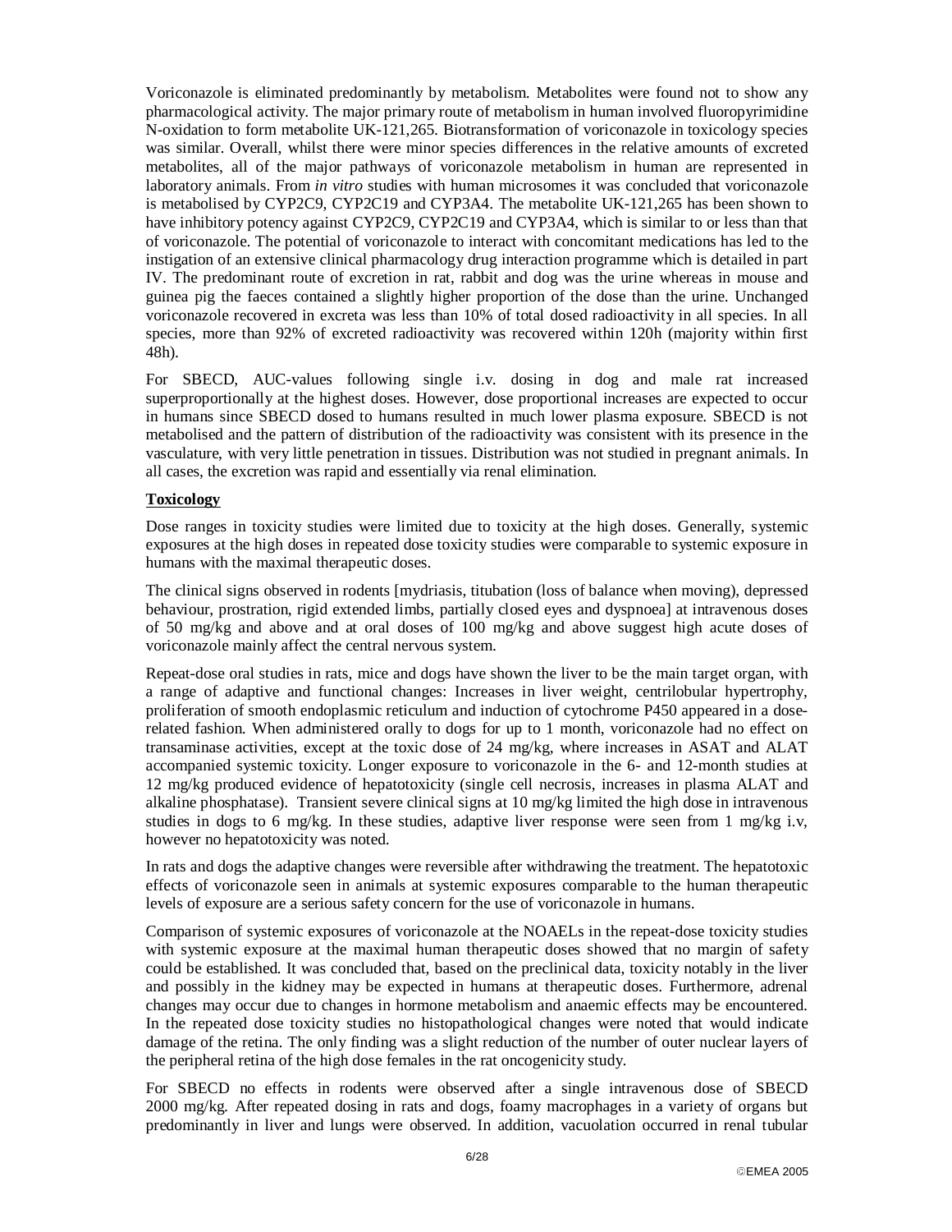Voriconazole is eliminated predominantly by metabolism. Metabolites were found not to show any pharmacological activity. The major primary route of metabolism in human involved fluoropyrimidine N-oxidation to form metabolite UK-121,265. Biotransformation of voriconazole in toxicology species was similar. Overall, whilst there were minor species differences in the relative amounts of excreted metabolites, all of the major pathways of voriconazole metabolism in human are represented in laboratory animals. From *in vitro* studies with human microsomes it was concluded that voriconazole is metabolised by CYP2C9, CYP2C19 and CYP3A4. The metabolite UK-121,265 has been shown to have inhibitory potency against CYP2C9, CYP2C19 and CYP3A4, which is similar to or less than that of voriconazole. The potential of voriconazole to interact with concomitant medications has led to the instigation of an extensive clinical pharmacology drug interaction programme which is detailed in part IV. The predominant route of excretion in rat, rabbit and dog was the urine whereas in mouse and guinea pig the faeces contained a slightly higher proportion of the dose than the urine. Unchanged voriconazole recovered in excreta was less than 10% of total dosed radioactivity in all species. In all species, more than 92% of excreted radioactivity was recovered within 120h (majority within first 48h).

For SBECD, AUC-values following single i.v. dosing in dog and male rat increased superproportionally at the highest doses. However, dose proportional increases are expected to occur in humans since SBECD dosed to humans resulted in much lower plasma exposure. SBECD is not metabolised and the pattern of distribution of the radioactivity was consistent with its presence in the vasculature, with very little penetration in tissues. Distribution was not studied in pregnant animals. In all cases, the excretion was rapid and essentially via renal elimination.

**Toxicology**

Dose ranges in toxicity studies were limited due to toxicity at the high doses. Generally, systemic exposures at the high doses in repeated dose toxicity studies were comparable to systemic exposure in humans with the maximal therapeutic doses.

The clinical signs observed in rodents [mydriasis, titubation (loss of balance when moving), depressed behaviour, prostration, rigid extended limbs, partially closed eyes and dyspnoea] at intravenous doses of 50 mg/kg and above and at oral doses of 100 mg/kg and above suggest high acute doses of voriconazole mainly affect the central nervous system.

Repeat-dose oral studies in rats, mice and dogs have shown the liver to be the main target organ, with a range of adaptive and functional changes: Increases in liver weight, centrilobular hypertrophy, proliferation of smooth endoplasmic reticulum and induction of cytochrome P450 appeared in a dose-related fashion. When administered orally to dogs for up to 1 month, voriconazole had no effect on transaminase activities, except at the toxic dose of 24 mg/kg, where increases in ASAT and ALAT accompanied systemic toxicity. Longer exposure to voriconazole in the 6- and 12-month studies at 12 mg/kg produced evidence of hepatotoxicity (single cell necrosis, increases in plasma ALAT and alkaline phosphatase). Transient severe clinical signs at 10 mg/kg limited the high dose in intravenous studies in dogs to 6 mg/kg. In these studies, adaptive liver response were seen from 1 mg/kg i.v, however no hepatotoxicity was noted.

In rats and dogs the adaptive changes were reversible after withdrawing the treatment. The hepatotoxic effects of voriconazole seen in animals at systemic exposures comparable to the human therapeutic levels of exposure are a serious safety concern for the use of voriconazole in humans.

Comparison of systemic exposures of voriconazole at the NOAELs in the repeat-dose toxicity studies with systemic exposure at the maximal human therapeutic doses showed that no margin of safety could be established. It was concluded that, based on the preclinical data, toxicity notably in the liver and possibly in the kidney may be expected in humans at therapeutic doses. Furthermore, adrenal changes may occur due to changes in hormone metabolism and anaemic effects may be encountered. In the repeated dose toxicity studies no histopathological changes were noted that would indicate damage of the retina. The only finding was a slight reduction of the number of outer nuclear layers of the peripheral retina of the high dose females in the rat oncogenicity study.

For SBECD no effects in rodents were observed after a single intravenous dose of SBECD 2000 mg/kg. After repeated dosing in rats and dogs, foamy macrophages in a variety of organs but predominantly in liver and lungs were observed. In addition, vacuolation occurred in renal tubular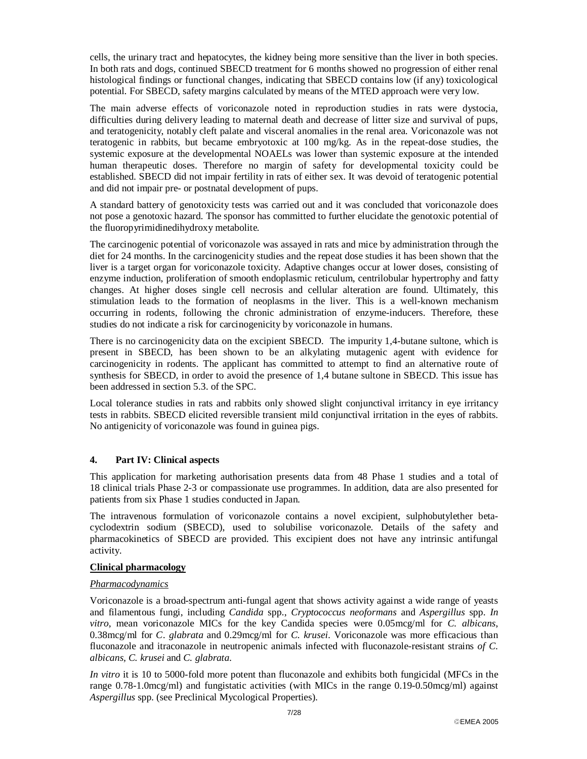cells, the urinary tract and hepatocytes, the kidney being more sensitive than the liver in both species. In both rats and dogs, continued SBECD treatment for 6 months showed no progression of either renal histological findings or functional changes, indicating that SBECD contains low (if any) toxicological potential. For SBECD, safety margins calculated by means of the MTED approach were very low.

The main adverse effects of voriconazole noted in reproduction studies in rats were dystocia, difficulties during delivery leading to maternal death and decrease of litter size and survival of pups, and teratogenicity, notably cleft palate and visceral anomalies in the renal area. Voriconazole was not teratogenic in rabbits, but became embryotoxic at 100 mg/kg. As in the repeat-dose studies, the systemic exposure at the developmental NOAELs was lower than systemic exposure at the intended human therapeutic doses. Therefore no margin of safety for developmental toxicity could be established. SBECD did not impair fertility in rats of either sex. It was devoid of teratogenic potential and did not impair pre- or postnatal development of pups.

A standard battery of genotoxicity tests was carried out and it was concluded that voriconazole does not pose a genotoxic hazard. The sponsor has committed to further elucidate the genotoxic potential of the fluoropyrimidinedihydroxy metabolite.

The carcinogenic potential of voriconazole was assayed in rats and mice by administration through the diet for 24 months. In the carcinogenicity studies and the repeat dose studies it has been shown that the liver is a target organ for voriconazole toxicity. Adaptive changes occur at lower doses, consisting of enzyme induction, proliferation of smooth endoplasmic reticulum, centrilobular hypertrophy and fatty changes. At higher doses single cell necrosis and cellular alteration are found. Ultimately, this stimulation leads to the formation of neoplasms in the liver. This is a well-known mechanism occurring in rodents, following the chronic administration of enzyme-inducers. Therefore, these studies do not indicate a risk for carcinogenicity by voriconazole in humans.

There is no carcinogenicity data on the excipient SBECD. The impurity 1,4-butane sultone, which is present in SBECD, has been shown to be an alkylating mutagenic agent with evidence for carcinogenicity in rodents. The applicant has committed to attempt to find an alternative route of synthesis for SBECD, in order to avoid the presence of 1,4 butane sultone in SBECD. This issue has been addressed in section 5.3. of the SPC.

Local tolerance studies in rats and rabbits only showed slight conjunctival irritancy in eye irritancy tests in rabbits. SBECD elicited reversible transient mild conjunctival irritation in the eyes of rabbits. No antigenicity of voriconazole was found in guinea pigs.

## 4. Part IV: Clinical aspects

This application for marketing authorisation presents data from 48 Phase 1 studies and a total of 18 clinical trials Phase 2-3 or compassionate use programmes. In addition, data are also presented for patients from six Phase 1 studies conducted in Japan.

The intravenous formulation of voriconazole contains a novel excipient, sulphobutylether beta-cyclodextrin sodium (SBECD), used to solubilise voriconazole. Details of the safety and pharmacokinetics of SBECD are provided. This excipient does not have any intrinsic antifungal activity.

### Clinical pharmacology

*Pharmacodynamics*

Voriconazole is a broad-spectrum anti-fungal agent that shows activity against a wide range of yeasts and filamentous fungi, including *Candida* spp., *Cryptococcus neoformans* and *Aspergillus* spp. *In vitro*, mean voriconazole MICs for the key Candida species were 0.05mcg/ml for *C. albicans*, 0.38mcg/ml for *C. glabrata* and 0.29mcg/ml for *C. krusei*. Voriconazole was more efficacious than fluconazole and itraconazole in neutropenic animals infected with fluconazole-resistant strains *of C. albicans, C. krusei* and *C. glabrata*.

*In vitro* it is 10 to 5000-fold more potent than fluconazole and exhibits both fungicidal (MFCs in the range 0.78-1.0mcg/ml) and fungistatic activities (with MICs in the range 0.19-0.50mcg/ml) against *Aspergillus* spp. (see Preclinical Mycological Properties).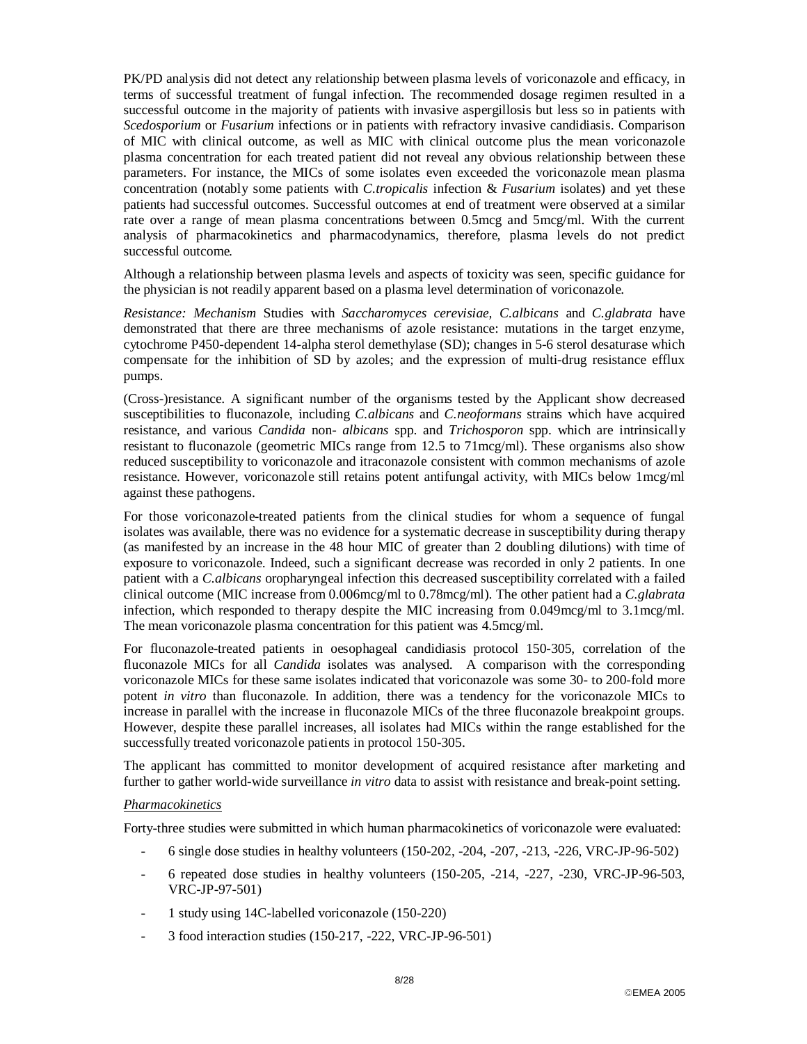PK/PD analysis did not detect any relationship between plasma levels of voriconazole and efficacy, in terms of successful treatment of fungal infection. The recommended dosage regimen resulted in a successful outcome in the majority of patients with invasive aspergillosis but less so in patients with *Scedosporium* or *Fusarium* infections or in patients with refractory invasive candidiasis. Comparison of MIC with clinical outcome, as well as MIC with clinical outcome plus the mean voriconazole plasma concentration for each treated patient did not reveal any obvious relationship between these parameters. For instance, the MICs of some isolates even exceeded the voriconazole mean plasma concentration (notably some patients with *C.tropicalis* infection & *Fusarium* isolates) and yet these patients had successful outcomes. Successful outcomes at end of treatment were observed at a similar rate over a range of mean plasma concentrations between 0.5mcg and 5mcg/ml. With the current analysis of pharmacokinetics and pharmacodynamics, therefore, plasma levels do not predict successful outcome.

Although a relationship between plasma levels and aspects of toxicity was seen, specific guidance for the physician is not readily apparent based on a plasma level determination of voriconazole.

*Resistance: Mechanism* Studies with *Saccharomyces cerevisiae, C.albicans* and *C.glabrata* have demonstrated that there are three mechanisms of azole resistance: mutations in the target enzyme, cytochrome P450-dependent 14-alpha sterol demethylase (SD); changes in 5-6 sterol desaturase which compensate for the inhibition of SD by azoles; and the expression of multi-drug resistance efflux pumps.

(Cross-)resistance. A significant number of the organisms tested by the Applicant show decreased susceptibilities to fluconazole, including *C.albicans* and *C.neoformans* strains which have acquired resistance, and various *Candida* non- *albicans* spp. and *Trichosporon* spp. which are intrinsically resistant to fluconazole (geometric MICs range from 12.5 to 71mcg/ml). These organisms also show reduced susceptibility to voriconazole and itraconazole consistent with common mechanisms of azole resistance. However, voriconazole still retains potent antifungal activity, with MICs below 1mcg/ml against these pathogens.

For those voriconazole-treated patients from the clinical studies for whom a sequence of fungal isolates was available, there was no evidence for a systematic decrease in susceptibility during therapy (as manifested by an increase in the 48 hour MIC of greater than 2 doubling dilutions) with time of exposure to voriconazole. Indeed, such a significant decrease was recorded in only 2 patients. In one patient with a *C.albicans* oropharyngeal infection this decreased susceptibility correlated with a failed clinical outcome (MIC increase from 0.006mcg/ml to 0.78mcg/ml). The other patient had a *C.glabrata* infection, which responded to therapy despite the MIC increasing from 0.049mcg/ml to 3.1mcg/ml. The mean voriconazole plasma concentration for this patient was 4.5mcg/ml.

For fluconazole-treated patients in oesophageal candidiasis protocol 150-305, correlation of the fluconazole MICs for all *Candida* isolates was analysed. A comparison with the corresponding voriconazole MICs for these same isolates indicated that voriconazole was some 30- to 200-fold more potent *in vitro* than fluconazole. In addition, there was a tendency for the voriconazole MICs to increase in parallel with the increase in fluconazole MICs of the three fluconazole breakpoint groups. However, despite these parallel increases, all isolates had MICs within the range established for the successfully treated voriconazole patients in protocol 150-305.

The applicant has committed to monitor development of acquired resistance after marketing and further to gather world-wide surveillance *in vitro* data to assist with resistance and break-point setting.

*Pharmacokinetics*

Forty-three studies were submitted in which human pharmacokinetics of voriconazole were evaluated:

- 6 single dose studies in healthy volunteers (150-202, -204, -207, -213, -226, VRC-JP-96-502)
- 6 repeated dose studies in healthy volunteers (150-205, -214, -227, -230, VRC-JP-96-503, VRC-JP-97-501)
- 1 study using 14C-labelled voriconazole (150-220)
- 3 food interaction studies (150-217, -222, VRC-JP-96-501)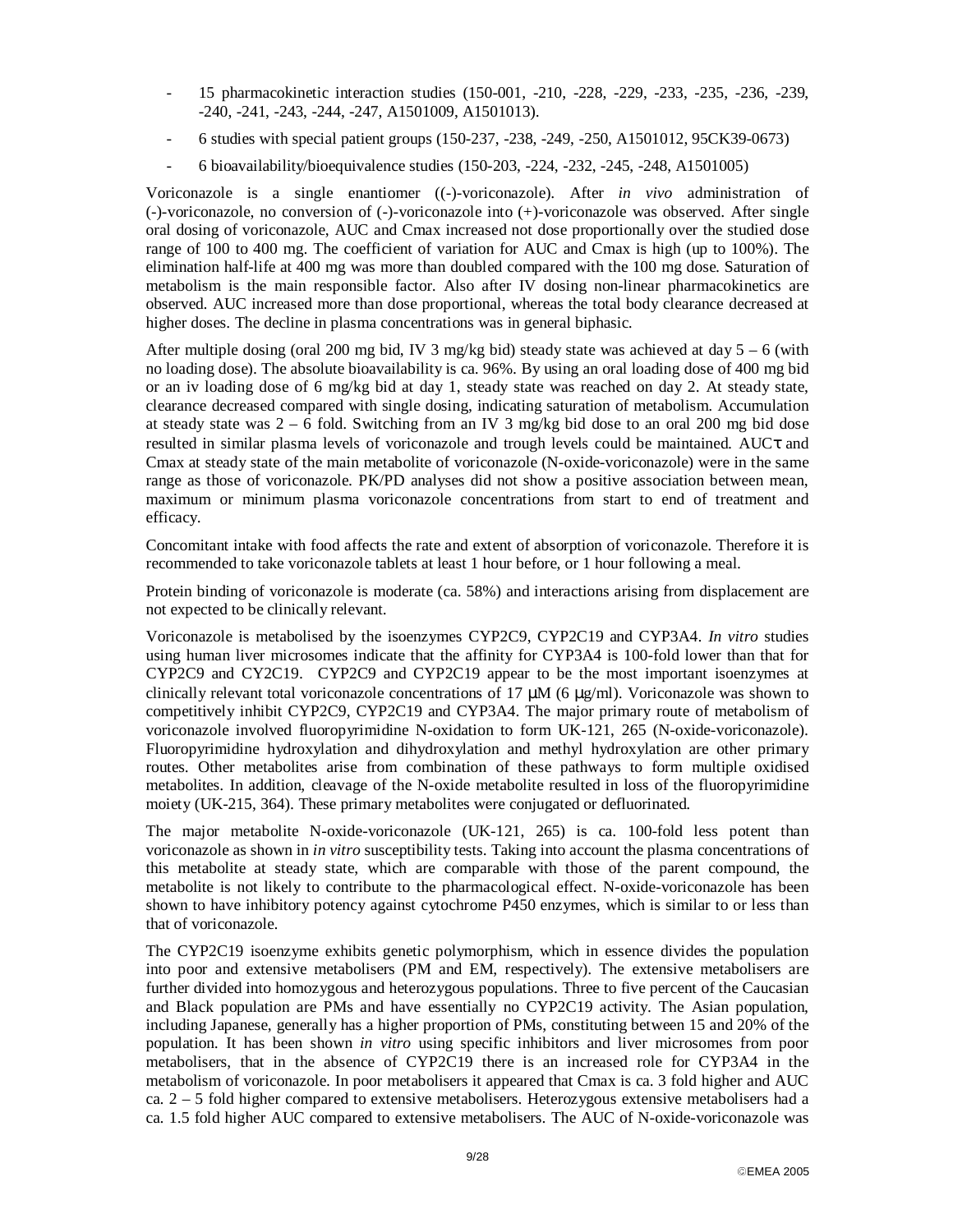- 15 pharmacokinetic interaction studies (150-001, -210, -228, -229, -233, -235, -236, -239, -240, -241, -243, -244, -247, A1501009, A1501013).
- 6 studies with special patient groups (150-237, -238, -249, -250, A1501012, 95CK39-0673)
- 6 bioavailability/bioequivalence studies (150-203, -224, -232, -245, -248, A1501005)

Voriconazole is a single enantiomer ((-)-voriconazole). After *in vivo* administration of (-)-voriconazole, no conversion of (-)-voriconazole into (+)-voriconazole was observed. After single oral dosing of voriconazole, AUC and Cmax increased not dose proportionally over the studied dose range of 100 to 400 mg. The coefficient of variation for AUC and Cmax is high (up to 100%). The elimination half-life at 400 mg was more than doubled compared with the 100 mg dose. Saturation of metabolism is the main responsible factor. Also after IV dosing non-linear pharmacokinetics are observed. AUC increased more than dose proportional, whereas the total body clearance decreased at higher doses. The decline in plasma concentrations was in general biphasic.

After multiple dosing (oral 200 mg bid, IV 3 mg/kg bid) steady state was achieved at day 5 – 6 (with no loading dose). The absolute bioavailability is ca. 96%. By using an oral loading dose of 400 mg bid or an iv loading dose of 6 mg/kg bid at day 1, steady state was reached on day 2. At steady state, clearance decreased compared with single dosing, indicating saturation of metabolism. Accumulation at steady state was 2 – 6 fold. Switching from an IV 3 mg/kg bid dose to an oral 200 mg bid dose resulted in similar plasma levels of voriconazole and trough levels could be maintained. AUCτ and Cmax at steady state of the main metabolite of voriconazole (N-oxide-voriconazole) were in the same range as those of voriconazole. PK/PD analyses did not show a positive association between mean, maximum or minimum plasma voriconazole concentrations from start to end of treatment and efficacy.

Concomitant intake with food affects the rate and extent of absorption of voriconazole. Therefore it is recommended to take voriconazole tablets at least 1 hour before, or 1 hour following a meal.

Protein binding of voriconazole is moderate (ca. 58%) and interactions arising from displacement are not expected to be clinically relevant.

Voriconazole is metabolised by the isoenzymes CYP2C9, CYP2C19 and CYP3A4. *In vitro* studies using human liver microsomes indicate that the affinity for CYP3A4 is 100-fold lower than that for CYP2C9 and CY2C19. CYP2C9 and CYP2C19 appear to be the most important isoenzymes at clinically relevant total voriconazole concentrations of 17 μM (6 μg/ml). Voriconazole was shown to competitively inhibit CYP2C9, CYP2C19 and CYP3A4. The major primary route of metabolism of voriconazole involved fluoropyrimidine N-oxidation to form UK-121, 265 (N-oxide-voriconazole). Fluoropyrimidine hydroxylation and dihydroxylation and methyl hydroxylation are other primary routes. Other metabolites arise from combination of these pathways to form multiple oxidised metabolites. In addition, cleavage of the N-oxide metabolite resulted in loss of the fluoropyrimidine moiety (UK-215, 364). These primary metabolites were conjugated or defluorinated.

The major metabolite N-oxide-voriconazole (UK-121, 265) is ca. 100-fold less potent than voriconazole as shown in *in vitro* susceptibility tests. Taking into account the plasma concentrations of this metabolite at steady state, which are comparable with those of the parent compound, the metabolite is not likely to contribute to the pharmacological effect. N-oxide-voriconazole has been shown to have inhibitory potency against cytochrome P450 enzymes, which is similar to or less than that of voriconazole.

The CYP2C19 isoenzyme exhibits genetic polymorphism, which in essence divides the population into poor and extensive metabolisers (PM and EM, respectively). The extensive metabolisers are further divided into homozygous and heterozygous populations. Three to five percent of the Caucasian and Black population are PMs and have essentially no CYP2C19 activity. The Asian population, including Japanese, generally has a higher proportion of PMs, constituting between 15 and 20% of the population. It has been shown *in vitro* using specific inhibitors and liver microsomes from poor metabolisers, that in the absence of CYP2C19 there is an increased role for CYP3A4 in the metabolism of voriconazole. In poor metabolisers it appeared that Cmax is ca. 3 fold higher and AUC ca. 2 – 5 fold higher compared to extensive metabolisers. Heterozygous extensive metabolisers had a ca. 1.5 fold higher AUC compared to extensive metabolisers. The AUC of N-oxide-voriconazole was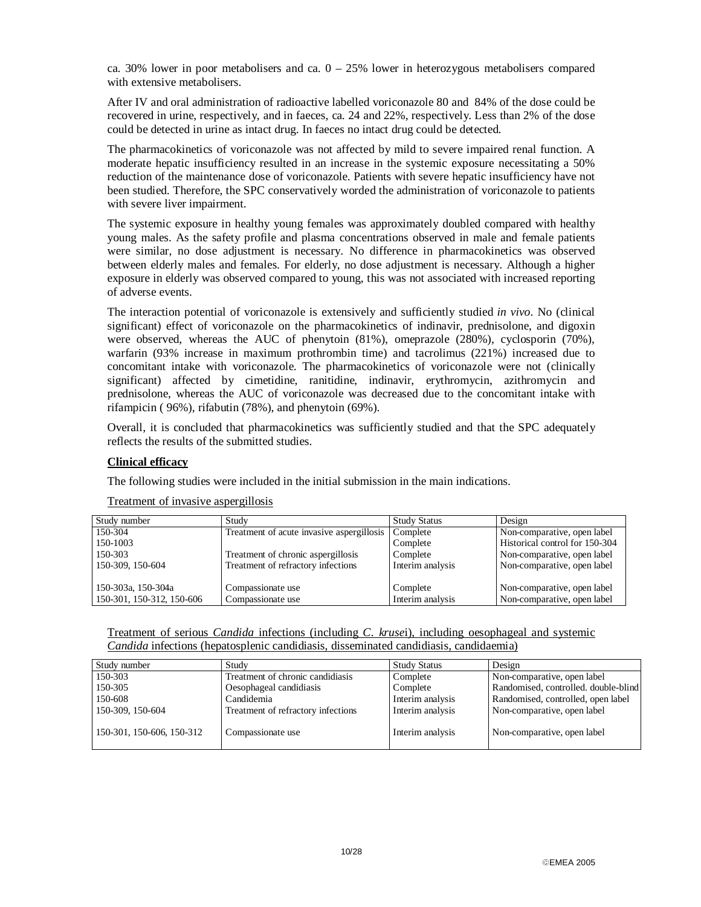ca. 30% lower in poor metabolisers and ca. 0 – 25% lower in heterozygous metabolisers compared with extensive metabolisers.

After IV and oral administration of radioactive labelled voriconazole 80 and 84% of the dose could be recovered in urine, respectively, and in faeces, ca. 24 and 22%, respectively. Less than 2% of the dose could be detected in urine as intact drug. In faeces no intact drug could be detected.

The pharmacokinetics of voriconazole was not affected by mild to severe impaired renal function. A moderate hepatic insufficiency resulted in an increase in the systemic exposure necessitating a 50% reduction of the maintenance dose of voriconazole. Patients with severe hepatic insufficiency have not been studied. Therefore, the SPC conservatively worded the administration of voriconazole to patients with severe liver impairment.

The systemic exposure in healthy young females was approximately doubled compared with healthy young males. As the safety profile and plasma concentrations observed in male and female patients were similar, no dose adjustment is necessary. No difference in pharmacokinetics was observed between elderly males and females. For elderly, no dose adjustment is necessary. Although a higher exposure in elderly was observed compared to young, this was not associated with increased reporting of adverse events.

The interaction potential of voriconazole is extensively and sufficiently studied *in vivo*. No (clinical significant) effect of voriconazole on the pharmacokinetics of indinavir, prednisolone, and digoxin were observed, whereas the AUC of phenytoin (81%), omeprazole (280%), cyclosporin (70%), warfarin (93% increase in maximum prothrombin time) and tacrolimus (221%) increased due to concomitant intake with voriconazole. The pharmacokinetics of voriconazole were not (clinically significant) affected by cimetidine, ranitidine, indinavir, erythromycin, azithromycin and prednisolone, whereas the AUC of voriconazole was decreased due to the concomitant intake with rifampicin ( 96%), rifabutin (78%), and phenytoin (69%).

Overall, it is concluded that pharmacokinetics was sufficiently studied and that the SPC adequately reflects the results of the submitted studies.

**Clinical efficacy**

The following studies were included in the initial submission in the main indications.

Treatment of invasive aspergillosis

| Study number | Study | Study Status | Design |
|---|---|---|---|
| 150-304 | Treatment of acute invasive aspergillosis | Complete | Non-comparative, open label |
| 150-1003 | | Complete | Historical control for 150-304 |
| 150-303 | Treatment of chronic aspergillosis | Complete | Non-comparative, open label |
| 150-309, 150-604 | Treatment of refractory infections | Interim analysis | Non-comparative, open label |
| 150-303a, 150-304a | Compassionate use | Complete | Non-comparative, open label |
| 150-301, 150-312, 150-606 | Compassionate use | Interim analysis | Non-comparative, open label |

Treatment of serious *Candida* infections (including *C. krusei*), including oesophageal and systemic *Candida* infections (hepatosplenic candidiasis, disseminated candidiasis, candidaemia)

| Study number | Study | Study Status | Design |
|---|---|---|---|
| 150-303 | Treatment of chronic candidiasis | Complete | Non-comparative, open label |
| 150-305 | Oesophageal candidiasis | Complete | Randomised, controlled. double-blind |
| 150-608 | Candidemia | Interim analysis | Randomised, controlled, open label |
| 150-309, 150-604 | Treatment of refractory infections | Interim analysis | Non-comparative, open label |
| 150-301, 150-606, 150-312 | Compassionate use | Interim analysis | Non-comparative, open label |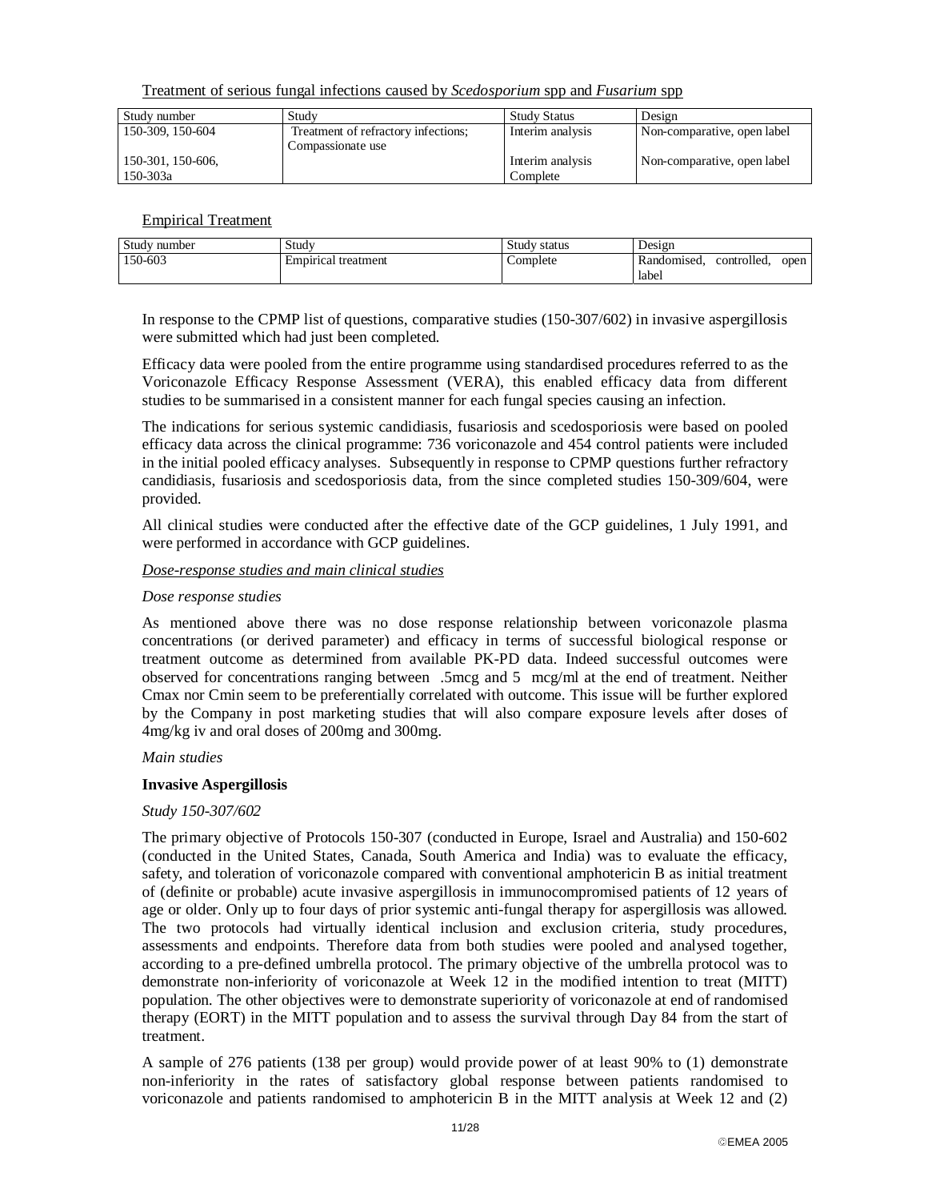Treatment of serious fungal infections caused by *Scedosporium* spp and *Fusarium* spp

| Study number | Study | Study Status | Design |
|---|---|---|---|
| 150-309, 150-604 | Treatment of refractory infections; Compassionate use | Interim analysis | Non-comparative, open label |
| 150-301, 150-606, 150-303a | | Interim analysis Complete | Non-comparative, open label |

Empirical Treatment

| Study number | Study | Study status | Design |
|---|---|---|---|
| 150-603 | Empirical treatment | Complete | Randomised, controlled, open label |

In response to the CPMP list of questions, comparative studies (150-307/602) in invasive aspergillosis were submitted which had just been completed.

Efficacy data were pooled from the entire programme using standardised procedures referred to as the Voriconazole Efficacy Response Assessment (VERA), this enabled efficacy data from different studies to be summarised in a consistent manner for each fungal species causing an infection.

The indications for serious systemic candidiasis, fusariosis and scedosporiosis were based on pooled efficacy data across the clinical programme: 736 voriconazole and 454 control patients were included in the initial pooled efficacy analyses. Subsequently in response to CPMP questions further refractory candidiasis, fusariosis and scedosporiosis data, from the since completed studies 150-309/604, were provided.

All clinical studies were conducted after the effective date of the GCP guidelines, 1 July 1991, and were performed in accordance with GCP guidelines.

*Dose-response studies and main clinical studies*

*Dose response studies*

As mentioned above there was no dose response relationship between voriconazole plasma concentrations (or derived parameter) and efficacy in terms of successful biological response or treatment outcome as determined from available PK-PD data. Indeed successful outcomes were observed for concentrations ranging between .5mcg and 5 mcg/ml at the end of treatment. Neither Cmax nor Cmin seem to be preferentially correlated with outcome. This issue will be further explored by the Company in post marketing studies that will also compare exposure levels after doses of 4mg/kg iv and oral doses of 200mg and 300mg.

*Main studies*

**Invasive Aspergillosis**

*Study 150-307/602*

The primary objective of Protocols 150-307 (conducted in Europe, Israel and Australia) and 150-602 (conducted in the United States, Canada, South America and India) was to evaluate the efficacy, safety, and toleration of voriconazole compared with conventional amphotericin B as initial treatment of (definite or probable) acute invasive aspergillosis in immunocompromised patients of 12 years of age or older. Only up to four days of prior systemic anti-fungal therapy for aspergillosis was allowed. The two protocols had virtually identical inclusion and exclusion criteria, study procedures, assessments and endpoints. Therefore data from both studies were pooled and analysed together, according to a pre-defined umbrella protocol. The primary objective of the umbrella protocol was to demonstrate non-inferiority of voriconazole at Week 12 in the modified intention to treat (MITT) population. The other objectives were to demonstrate superiority of voriconazole at end of randomised therapy (EORT) in the MITT population and to assess the survival through Day 84 from the start of treatment.

A sample of 276 patients (138 per group) would provide power of at least 90% to (1) demonstrate non-inferiority in the rates of satisfactory global response between patients randomised to voriconazole and patients randomised to amphotericin B in the MITT analysis at Week 12 and (2)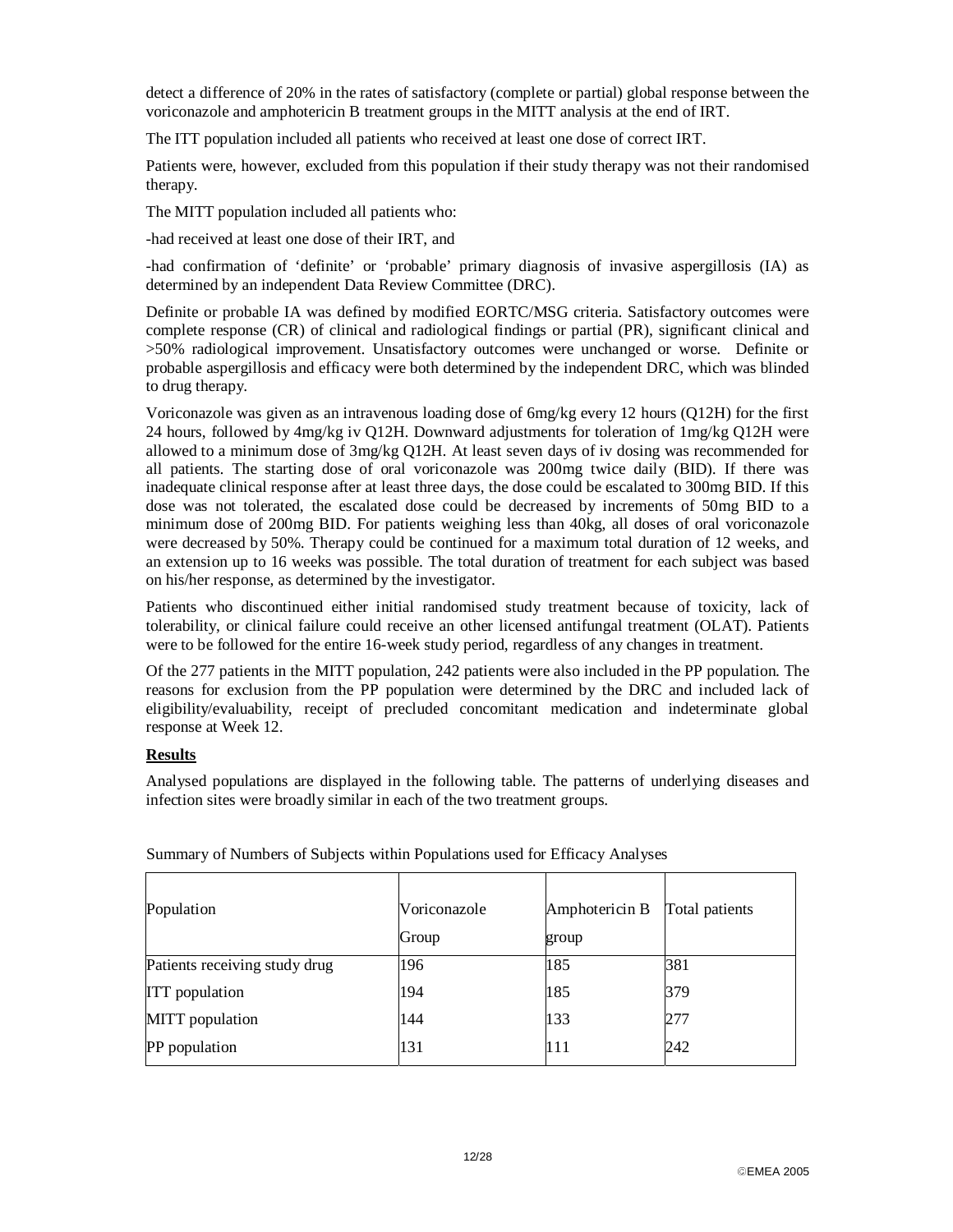detect a difference of 20% in the rates of satisfactory (complete or partial) global response between the voriconazole and amphotericin B treatment groups in the MITT analysis at the end of IRT.

The ITT population included all patients who received at least one dose of correct IRT.

Patients were, however, excluded from this population if their study therapy was not their randomised therapy.

The MITT population included all patients who:

-had received at least one dose of their IRT, and

-had confirmation of 'definite' or 'probable' primary diagnosis of invasive aspergillosis (IA) as determined by an independent Data Review Committee (DRC).

Definite or probable IA was defined by modified EORTC/MSG criteria. Satisfactory outcomes were complete response (CR) of clinical and radiological findings or partial (PR), significant clinical and >50% radiological improvement. Unsatisfactory outcomes were unchanged or worse. Definite or probable aspergillosis and efficacy were both determined by the independent DRC, which was blinded to drug therapy.

Voriconazole was given as an intravenous loading dose of 6mg/kg every 12 hours (Q12H) for the first 24 hours, followed by 4mg/kg iv Q12H. Downward adjustments for toleration of 1mg/kg Q12H were allowed to a minimum dose of 3mg/kg Q12H. At least seven days of iv dosing was recommended for all patients. The starting dose of oral voriconazole was 200mg twice daily (BID). If there was inadequate clinical response after at least three days, the dose could be escalated to 300mg BID. If this dose was not tolerated, the escalated dose could be decreased by increments of 50mg BID to a minimum dose of 200mg BID. For patients weighing less than 40kg, all doses of oral voriconazole were decreased by 50%. Therapy could be continued for a maximum total duration of 12 weeks, and an extension up to 16 weeks was possible. The total duration of treatment for each subject was based on his/her response, as determined by the investigator.

Patients who discontinued either initial randomised study treatment because of toxicity, lack of tolerability, or clinical failure could receive an other licensed antifungal treatment (OLAT). Patients were to be followed for the entire 16-week study period, regardless of any changes in treatment.

Of the 277 patients in the MITT population, 242 patients were also included in the PP population. The reasons for exclusion from the PP population were determined by the DRC and included lack of eligibility/evaluability, receipt of precluded concomitant medication and indeterminate global response at Week 12.

**Results**

Analysed populations are displayed in the following table. The patterns of underlying diseases and infection sites were broadly similar in each of the two treatment groups.

Summary of Numbers of Subjects within Populations used for Efficacy Analyses

| Population | Voriconazole Group | Amphotericin B group | Total patients |
|---|---|---|---|
| Patients receiving study drug | 196 | 185 | 381 |
| ITT population | 194 | 185 | 379 |
| MITT population | 144 | 133 | 277 |
| PP population | 131 | 111 | 242 |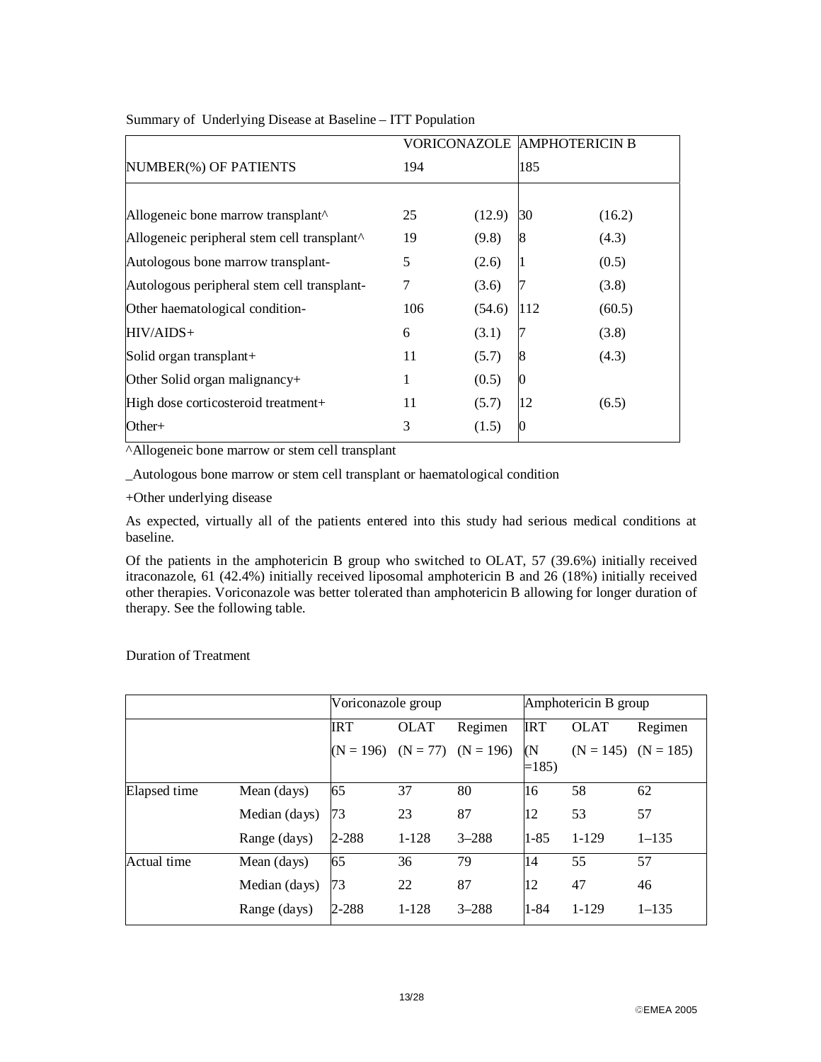Summary of Underlying Disease at Baseline – ITT Population

| | VORICONAZOLE | | AMPHOTERICIN B | |
|---|---|---|---|---|
| NUMBER(%) OF PATIENTS | 194 | | 185 | |
| Allogeneic bone marrow transplant^ | 25 | (12.9) | 30 | (16.2) |
| Allogeneic peripheral stem cell transplant^ | 19 | (9.8) | 8 | (4.3) |
| Autologous bone marrow transplant- | 5 | (2.6) | 1 | (0.5) |
| Autologous peripheral stem cell transplant- | 7 | (3.6) | 7 | (3.8) |
| Other haematological condition- | 106 | (54.6) | 112 | (60.5) |
| HIV/AIDS+ | 6 | (3.1) | 7 | (3.8) |
| Solid organ transplant+ | 11 | (5.7) | 8 | (4.3) |
| Other Solid organ malignancy+ | 1 | (0.5) | 0 | |
| High dose corticosteroid treatment+ | 11 | (5.7) | 12 | (6.5) |
| Other+ | 3 | (1.5) | 0 | |

^Allogeneic bone marrow or stem cell transplant

_Autologous bone marrow or stem cell transplant or haematological condition

+Other underlying disease

As expected, virtually all of the patients entered into this study had serious medical conditions at baseline.

Of the patients in the amphotericin B group who switched to OLAT, 57 (39.6%) initially received itraconazole, 61 (42.4%) initially received liposomal amphotericin B and 26 (18%) initially received other therapies. Voriconazole was better tolerated than amphotericin B allowing for longer duration of therapy. See the following table.

Duration of Treatment

| | | Voriconazole group | | | Amphotericin B group | | |
|---|---|---|---|---|---|---|---|
| | | IRT | OLAT | Regimen | IRT | OLAT | Regimen |
| | | (N = 196) | (N = 77) | (N = 196) | (N =185) | (N = 145) | (N = 185) |
| Elapsed time | Mean (days) | 65 | 37 | 80 | 16 | 58 | 62 |
| | Median (days) | 73 | 23 | 87 | 12 | 53 | 57 |
| | Range (days) | 2-288 | 1-128 | 3–288 | 1-85 | 1-129 | 1–135 |
| Actual time | Mean (days) | 65 | 36 | 79 | 14 | 55 | 57 |
| | Median (days) | 73 | 22 | 87 | 12 | 47 | 46 |
| | Range (days) | 2-288 | 1-128 | 3–288 | 1-84 | 1-129 | 1–135 |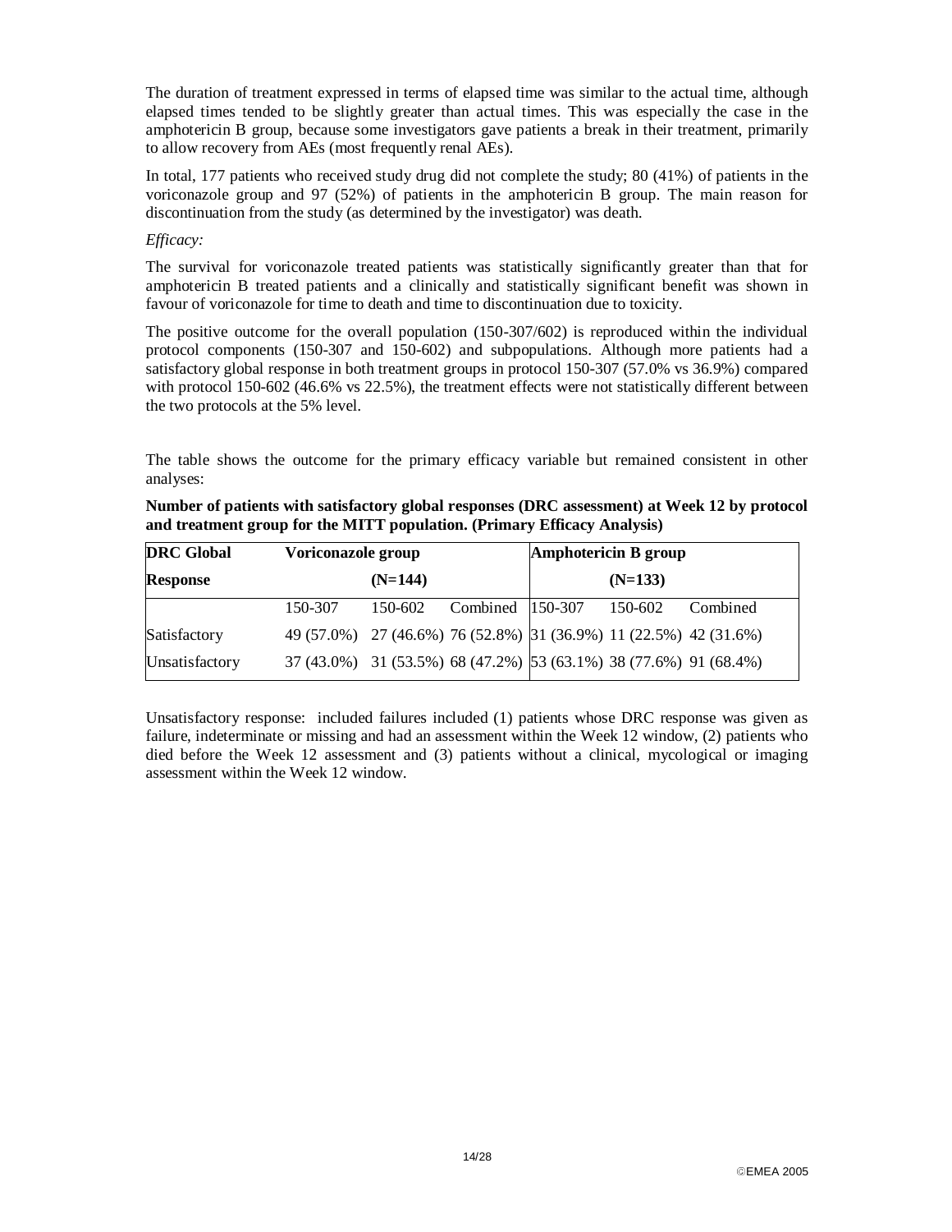The duration of treatment expressed in terms of elapsed time was similar to the actual time, although elapsed times tended to be slightly greater than actual times. This was especially the case in the amphotericin B group, because some investigators gave patients a break in their treatment, primarily to allow recovery from AEs (most frequently renal AEs).

In total, 177 patients who received study drug did not complete the study; 80 (41%) of patients in the voriconazole group and 97 (52%) of patients in the amphotericin B group. The main reason for discontinuation from the study (as determined by the investigator) was death.

*Efficacy:*

The survival for voriconazole treated patients was statistically significantly greater than that for amphotericin B treated patients and a clinically and statistically significant benefit was shown in favour of voriconazole for time to death and time to discontinuation due to toxicity.

The positive outcome for the overall population (150-307/602) is reproduced within the individual protocol components (150-307 and 150-602) and subpopulations. Although more patients had a satisfactory global response in both treatment groups in protocol 150-307 (57.0% vs 36.9%) compared with protocol 150-602 (46.6% vs 22.5%), the treatment effects were not statistically different between the two protocols at the 5% level.

The table shows the outcome for the primary efficacy variable but remained consistent in other analyses:

**Number of patients with satisfactory global responses (DRC assessment) at Week 12 by protocol and treatment group for the MITT population. (Primary Efficacy Analysis)**

| DRC Global Response | Voriconazole group (N=144) | | | Amphotericin B group (N=133) | | |
|---|---|---|---|---|---|---|
| | 150-307 | 150-602 | Combined | 150-307 | 150-602 | Combined |
| Satisfactory | 49 (57.0%) | 27 (46.6%) | 76 (52.8%) | 31 (36.9%) | 11 (22.5%) | 42 (31.6%) |
| Unsatisfactory | 37 (43.0%) | 31 (53.5%) | 68 (47.2%) | 53 (63.1%) | 38 (77.6%) | 91 (68.4%) |

Unsatisfactory response: included failures included (1) patients whose DRC response was given as failure, indeterminate or missing and had an assessment within the Week 12 window, (2) patients who died before the Week 12 assessment and (3) patients without a clinical, mycological or imaging assessment within the Week 12 window.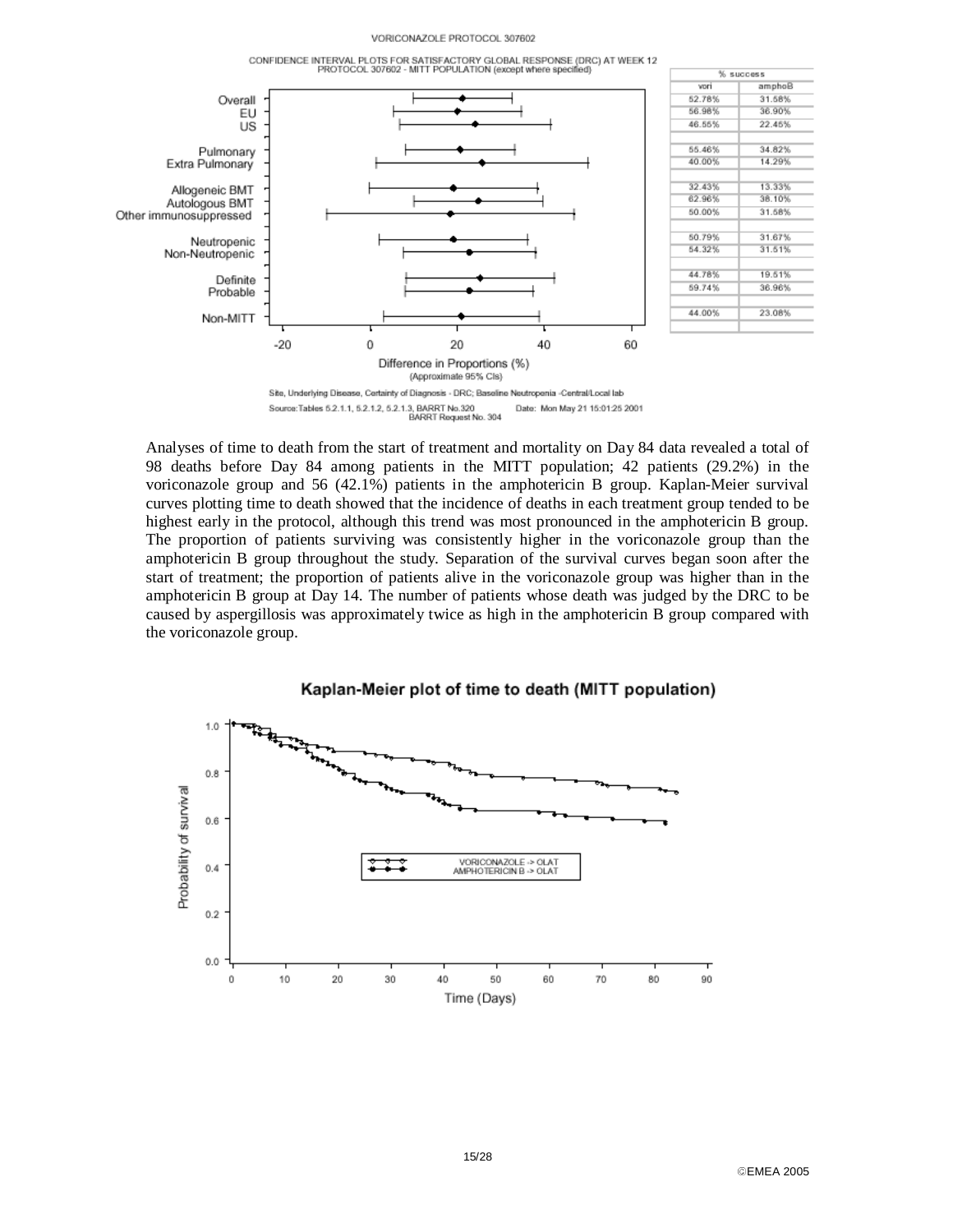VORICONAZOLE PROTOCOL 307602

CONFIDENCE INTERVAL PLOTS FOR SATISFACTORY GLOBAL RESPONSE (DRC) AT WEEK 12
PROTOCOL 307602 - MITT POPULATION (except where specified)

| | vori (% success) | amphoB (% success) |
|---|---|---|
| Overall | 52.78% | 31.58% |
| EU | 56.98% | 36.90% |
| US | 46.55% | 22.45% |
| Pulmonary | 55.46% | 34.82% |
| Extra Pulmonary | 40.00% | 14.29% |
| Allogeneic BMT | 32.43% | 13.33% |
| Autologous BMT | 62.96% | 38.10% |
| Other immunosuppressed | 50.00% | 31.58% |
| Neutropenic | 50.79% | 31.67% |
| Non-Neutropenic | 54.32% | 31.51% |
| Definite | 44.78% | 19.51% |
| Probable | 59.74% | 36.96% |
| Non-MITT | 44.00% | 23.08% |

Difference in Proportions (%)
(Approximate 95% CIs)

Site, Underlying Disease, Certainty of Diagnosis - DRC; Baseline Neutropenia -Central/Local lab

Source:Tables 5.2.1.1, 5.2.1.2, 5.2.1.3, BARRT No.320 BARRT Request No. 304 Date: Mon May 21 15:01:25 2001

Analyses of time to death from the start of treatment and mortality on Day 84 data revealed a total of 98 deaths before Day 84 among patients in the MITT population; 42 patients (29.2%) in the voriconazole group and 56 (42.1%) patients in the amphotericin B group. Kaplan-Meier survival curves plotting time to death showed that the incidence of deaths in each treatment group tended to be highest early in the protocol, although this trend was most pronounced in the amphotericin B group. The proportion of patients surviving was consistently higher in the voriconazole group than the amphotericin B group throughout the study. Separation of the survival curves began soon after the start of treatment; the proportion of patients alive in the voriconazole group was higher than in the amphotericin B group at Day 14. The number of patients whose death was judged by the DRC to be caused by aspergillosis was approximately twice as high in the amphotericin B group compared with the voriconazole group.

**Kaplan-Meier plot of time to death (MITT population)**

VORICONAZOLE -> OLAT
AMPHOTERICIN B -> OLAT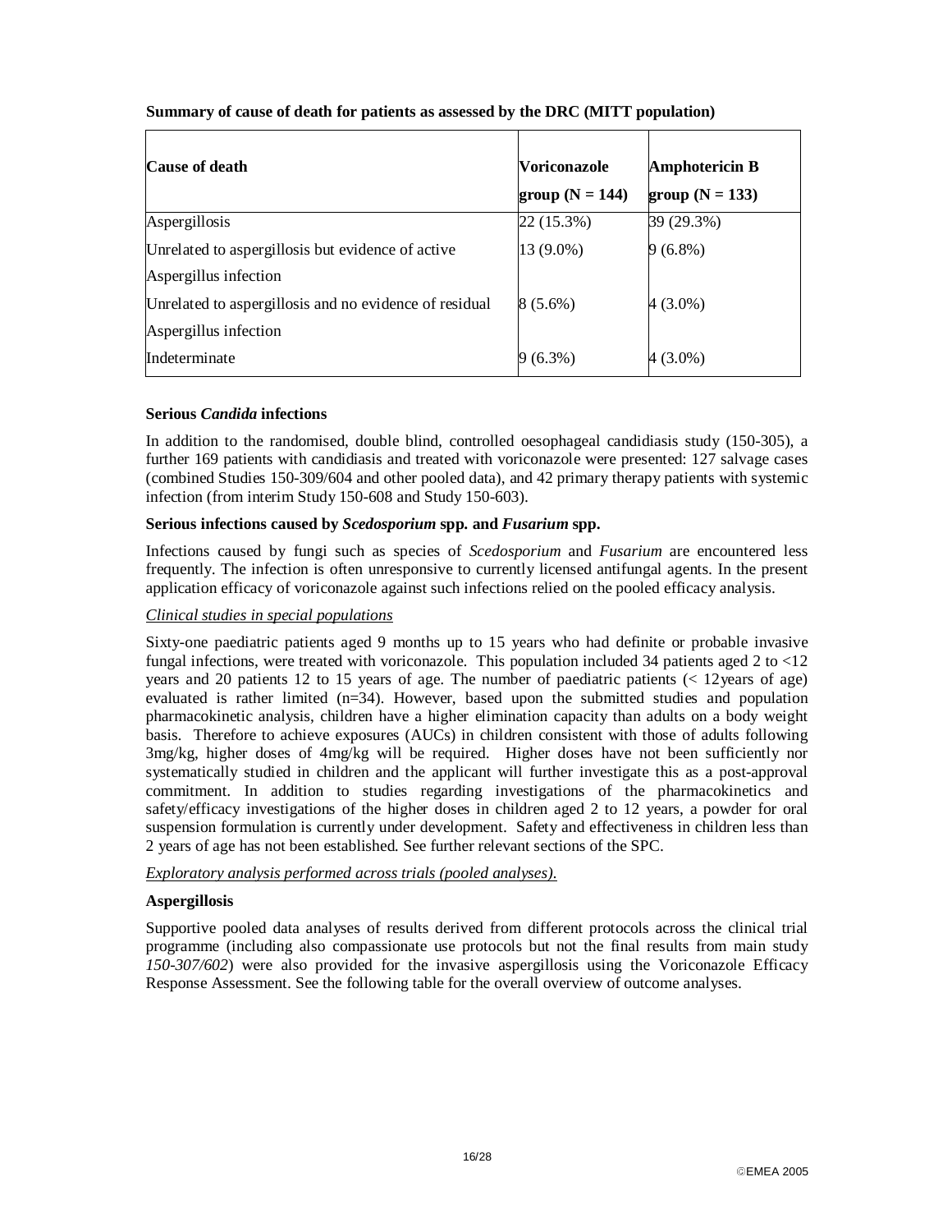**Summary of cause of death for patients as assessed by the DRC (MITT population)**

| Cause of death | Voriconazole group (N = 144) | Amphotericin B group (N = 133) |
|---|---|---|
| Aspergillosis | 22 (15.3%) | 39 (29.3%) |
| Unrelated to aspergillosis but evidence of active Aspergillus infection | 13 (9.0%) | 9 (6.8%) |
| Unrelated to aspergillosis and no evidence of residual Aspergillus infection | 8 (5.6%) | 4 (3.0%) |
| Indeterminate | 9 (6.3%) | 4 (3.0%) |

**Serious *Candida* infections**

In addition to the randomised, double blind, controlled oesophageal candidiasis study (150-305), a further 169 patients with candidiasis and treated with voriconazole were presented: 127 salvage cases (combined Studies 150-309/604 and other pooled data), and 42 primary therapy patients with systemic infection (from interim Study 150-608 and Study 150-603).

**Serious infections caused by *Scedosporium* spp. and *Fusarium* spp.**

Infections caused by fungi such as species of *Scedosporium* and *Fusarium* are encountered less frequently. The infection is often unresponsive to currently licensed antifungal agents. In the present application efficacy of voriconazole against such infections relied on the pooled efficacy analysis.

*Clinical studies in special populations*

Sixty-one paediatric patients aged 9 months up to 15 years who had definite or probable invasive fungal infections, were treated with voriconazole. This population included 34 patients aged 2 to <12 years and 20 patients 12 to 15 years of age. The number of paediatric patients (< 12years of age) evaluated is rather limited (n=34). However, based upon the submitted studies and population pharmacokinetic analysis, children have a higher elimination capacity than adults on a body weight basis. Therefore to achieve exposures (AUCs) in children consistent with those of adults following 3mg/kg, higher doses of 4mg/kg will be required. Higher doses have not been sufficiently nor systematically studied in children and the applicant will further investigate this as a post-approval commitment. In addition to studies regarding investigations of the pharmacokinetics and safety/efficacy investigations of the higher doses in children aged 2 to 12 years, a powder for oral suspension formulation is currently under development. Safety and effectiveness in children less than 2 years of age has not been established. See further relevant sections of the SPC.

*Exploratory analysis performed across trials (pooled analyses).*

**Aspergillosis**

Supportive pooled data analyses of results derived from different protocols across the clinical trial programme (including also compassionate use protocols but not the final results from main study *150-307/602*) were also provided for the invasive aspergillosis using the Voriconazole Efficacy Response Assessment. See the following table for the overall overview of outcome analyses.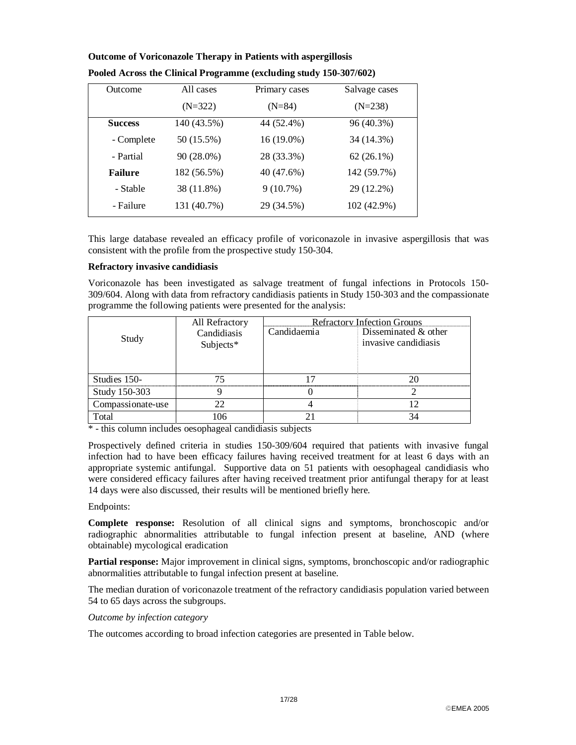**Outcome of Voriconazole Therapy in Patients with aspergillosis**

**Pooled Across the Clinical Programme (excluding study 150-307/602)**

| Outcome | All cases (N=322) | Primary cases (N=84) | Salvage cases (N=238) |
|---|---|---|---|
| **Success** | 140 (43.5%) | 44 (52.4%) | 96 (40.3%) |
| - Complete | 50 (15.5%) | 16 (19.0%) | 34 (14.3%) |
| - Partial | 90 (28.0%) | 28 (33.3%) | 62 (26.1%) |
| **Failure** | 182 (56.5%) | 40 (47.6%) | 142 (59.7%) |
| - Stable | 38 (11.8%) | 9 (10.7%) | 29 (12.2%) |
| - Failure | 131 (40.7%) | 29 (34.5%) | 102 (42.9%) |

This large database revealed an efficacy profile of voriconazole in invasive aspergillosis that was consistent with the profile from the prospective study 150-304.

**Refractory invasive candidiasis**

Voriconazole has been investigated as salvage treatment of fungal infections in Protocols 150-309/604. Along with data from refractory candidiasis patients in Study 150-303 and the compassionate programme the following patients were presented for the analysis:

| Study | All Refractory Candidiasis Subjects* | Refractory Infection Groups | |
|---|---|---|---|
| | | Candidaemia | Disseminated & other invasive candidiasis |
| Studies 150- | 75 | 17 | 20 |
| Study 150-303 | 9 | 0 | 2 |
| Compassionate-use | 22 | 4 | 12 |
| Total | 106 | 21 | 34 |

* - this column includes oesophageal candidiasis subjects

Prospectively defined criteria in studies 150-309/604 required that patients with invasive fungal infection had to have been efficacy failures having received treatment for at least 6 days with an appropriate systemic antifungal. Supportive data on 51 patients with oesophageal candidiasis who were considered efficacy failures after having received treatment prior antifungal therapy for at least 14 days were also discussed, their results will be mentioned briefly here.

Endpoints:

**Complete response:** Resolution of all clinical signs and symptoms, bronchoscopic and/or radiographic abnormalities attributable to fungal infection present at baseline, AND (where obtainable) mycological eradication

**Partial response:** Major improvement in clinical signs, symptoms, bronchoscopic and/or radiographic abnormalities attributable to fungal infection present at baseline.

The median duration of voriconazole treatment of the refractory candidiasis population varied between 54 to 65 days across the subgroups.

*Outcome by infection category*

The outcomes according to broad infection categories are presented in Table below.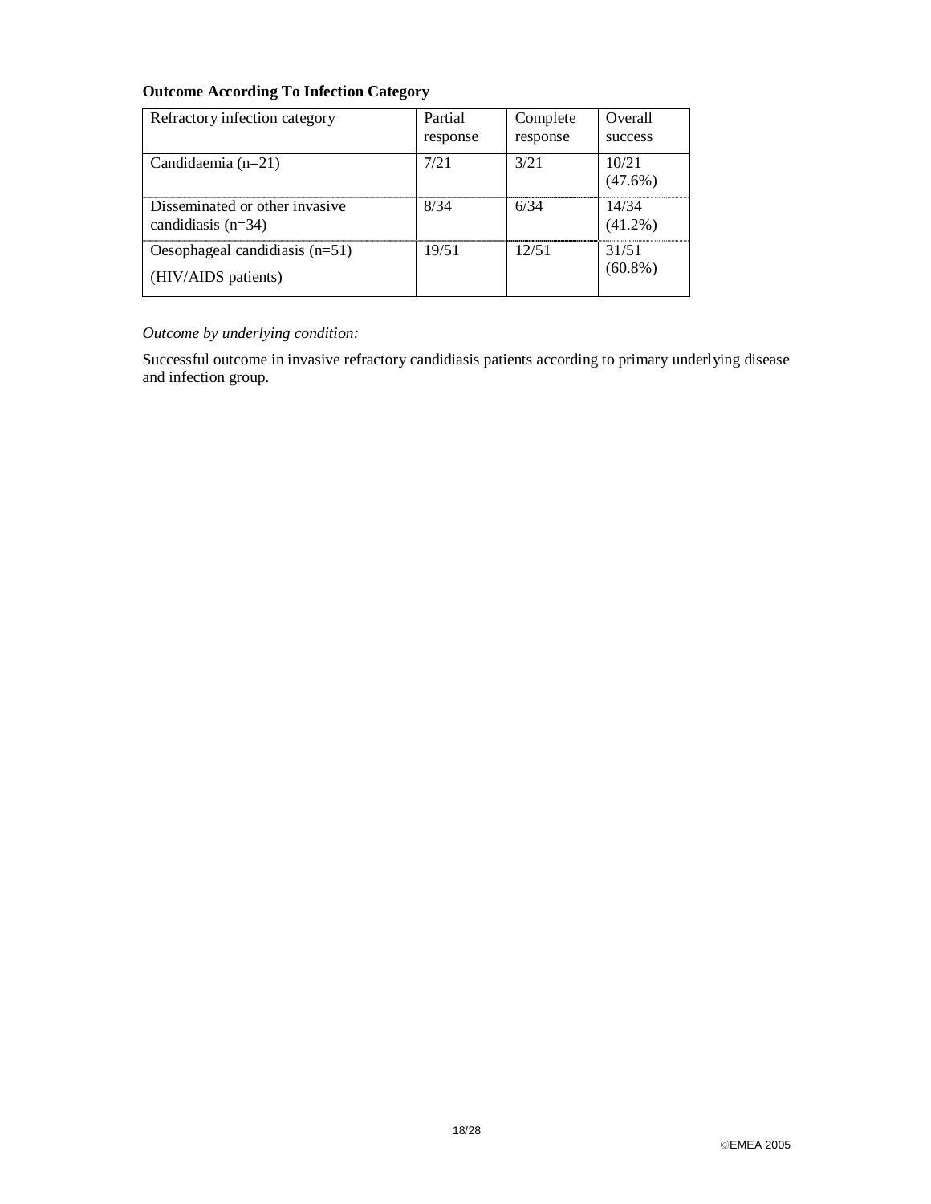**Outcome According To Infection Category**

| Refractory infection category | Partial response | Complete response | Overall success |
|---|---|---|---|
| Candidaemia (n=21) | 7/21 | 3/21 | 10/21 (47.6%) |
| Disseminated or other invasive candidiasis (n=34) | 8/34 | 6/34 | 14/34 (41.2%) |
| Oesophageal candidiasis (n=51) (HIV/AIDS patients) | 19/51 | 12/51 | 31/51 (60.8%) |

*Outcome by underlying condition:*

Successful outcome in invasive refractory candidiasis patients according to primary underlying disease and infection group.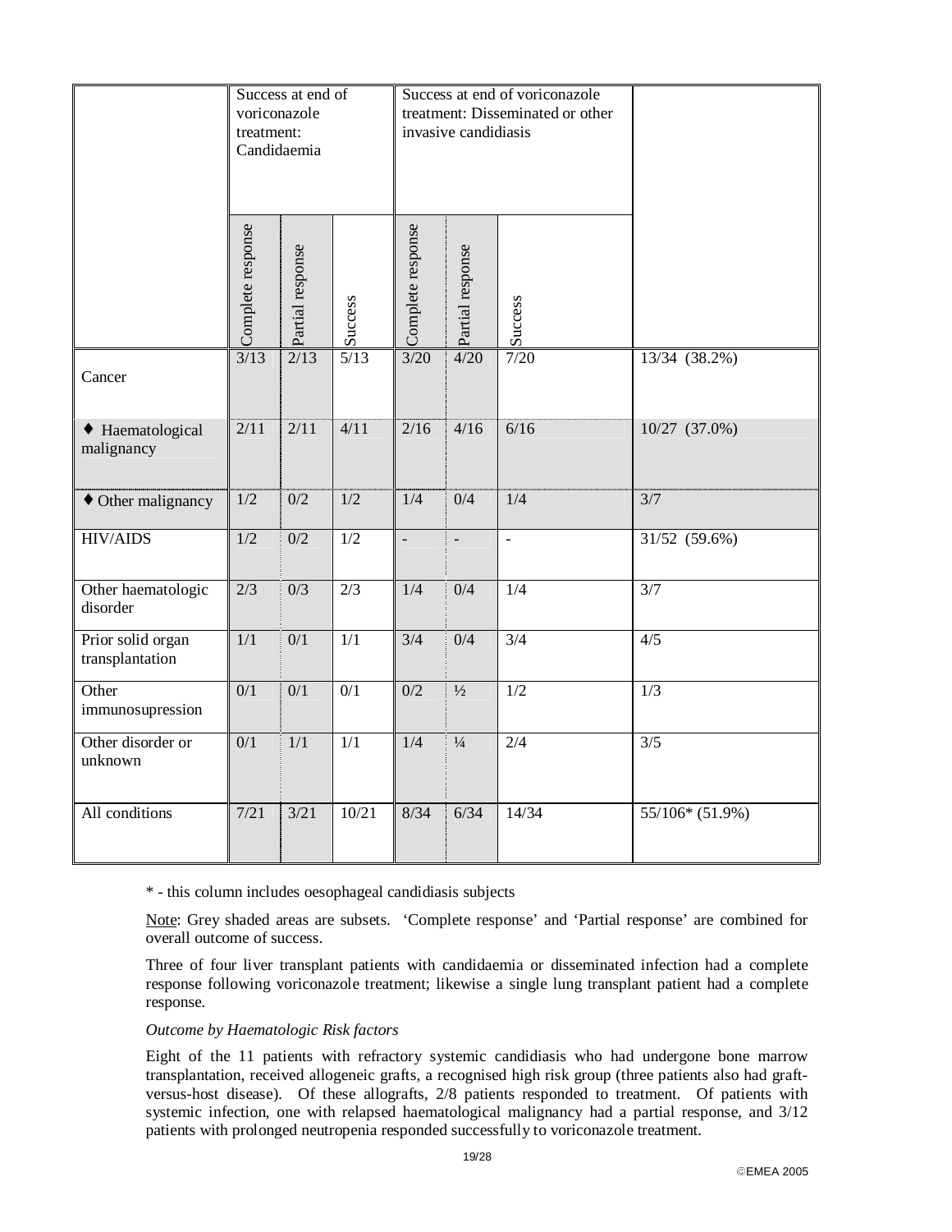| | Success at end of voriconazole treatment: Candidaemia | | | Success at end of voriconazole treatment: Disseminated or other invasive candidiasis | | | |
|---|---|---|---|---|---|---|---|
| | Complete response | Partial response | Success | Complete response | Partial response | Success | |
| Cancer | 3/13 | 2/13 | 5/13 | 3/20 | 4/20 | 7/20 | 13/34 (38.2%) |
| ♦ Haematological malignancy | 2/11 | 2/11 | 4/11 | 2/16 | 4/16 | 6/16 | 10/27 (37.0%) |
| ♦ Other malignancy | 1/2 | 0/2 | 1/2 | 1/4 | 0/4 | 1/4 | 3/7 |
| HIV/AIDS | 1/2 | 0/2 | 1/2 | - | - | - | 31/52 (59.6%) |
| Other haematologic disorder | 2/3 | 0/3 | 2/3 | 1/4 | 0/4 | 1/4 | 3/7 |
| Prior solid organ transplantation | 1/1 | 0/1 | 1/1 | 3/4 | 0/4 | 3/4 | 4/5 |
| Other immunosupression | 0/1 | 0/1 | 0/1 | 0/2 | ½ | 1/2 | 1/3 |
| Other disorder or unknown | 0/1 | 1/1 | 1/1 | 1/4 | ¼ | 2/4 | 3/5 |
| All conditions | 7/21 | 3/21 | 10/21 | 8/34 | 6/34 | 14/34 | 55/106* (51.9%) |

* - this column includes oesophageal candidiasis subjects

Note: Grey shaded areas are subsets. 'Complete response' and 'Partial response' are combined for overall outcome of success.

Three of four liver transplant patients with candidaemia or disseminated infection had a complete response following voriconazole treatment; likewise a single lung transplant patient had a complete response.

*Outcome by Haematologic Risk factors*

Eight of the 11 patients with refractory systemic candidiasis who had undergone bone marrow transplantation, received allogeneic grafts, a recognised high risk group (three patients also had graft-versus-host disease). Of these allografts, 2/8 patients responded to treatment. Of patients with systemic infection, one with relapsed haematological malignancy had a partial response, and 3/12 patients with prolonged neutropenia responded successfully to voriconazole treatment.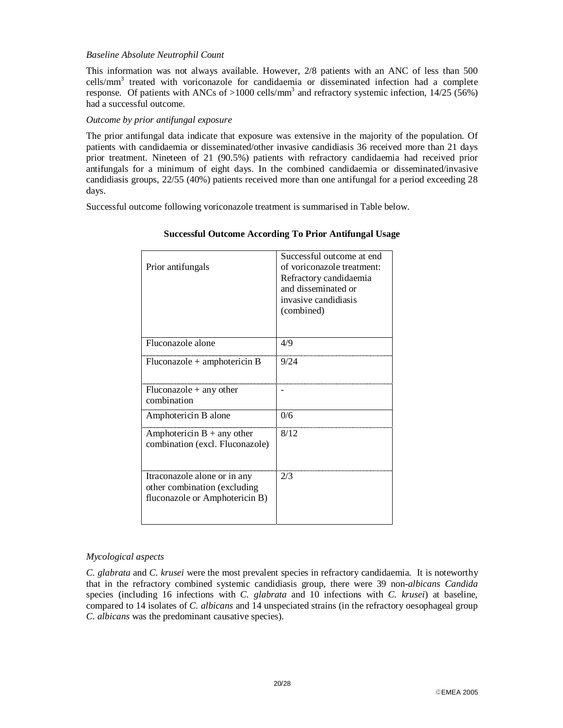*Baseline Absolute Neutrophil Count*

This information was not always available. However, 2/8 patients with an ANC of less than 500 cells/mm$^3$ treated with voriconazole for candidaemia or disseminated infection had a complete response. Of patients with ANCs of >1000 cells/mm$^3$ and refractory systemic infection, 14/25 (56%) had a successful outcome.

*Outcome by prior antifungal exposure*

The prior antifungal data indicate that exposure was extensive in the majority of the population. Of patients with candidaemia or disseminated/other invasive candidiasis 36 received more than 21 days prior treatment. Nineteen of 21 (90.5%) patients with refractory candidaemia had received prior antifungals for a minimum of eight days. In the combined candidaemia or disseminated/invasive candidiasis groups, 22/55 (40%) patients received more than one antifungal for a period exceeding 28 days.

Successful outcome following voriconazole treatment is summarised in Table below.

**Successful Outcome According To Prior Antifungal Usage**

| Prior antifungals | Successful outcome at end of voriconazole treatment: Refractory candidaemia and disseminated or invasive candidiasis (combined) |
|---|---|
| Fluconazole alone | 4/9 |
| Fluconazole + amphotericin B | 9/24 |
| Fluconazole + any other combination | - |
| Amphotericin B alone | 0/6 |
| Amphotericin B + any other combination (excl. Fluconazole) | 8/12 |
| Itraconazole alone or in any other combination (excluding fluconazole or Amphotericin B) | 2/3 |

*Mycological aspects*

*C. glabrata* and *C. krusei* were the most prevalent species in refractory candidaemia. It is noteworthy that in the refractory combined systemic candidiasis group, there were 39 non-*albicans Candida* species (including 16 infections with *C. glabrata* and 10 infections with *C. krusei*) at baseline, compared to 14 isolates of *C. albicans* and 14 unspeciated strains (in the refractory oesophageal group *C. albicans* was the predominant causative species).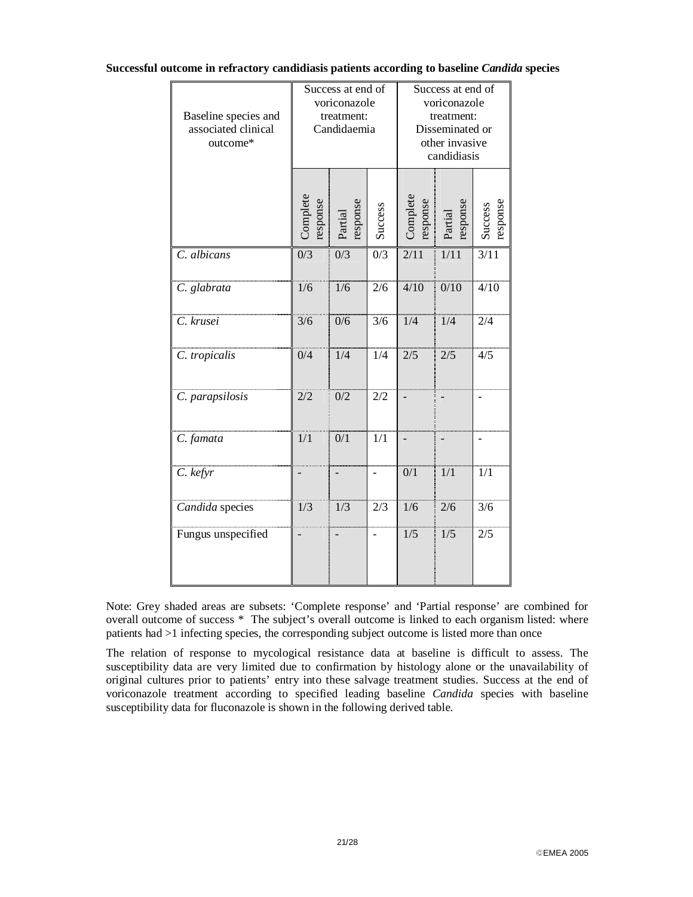**Successful outcome in refractory candidiasis patients according to baseline *Candida* species**

| Baseline species and associated clinical outcome* | Success at end of voriconazole treatment: Candidaemia | | | Success at end of voriconazole treatment: Disseminated or other invasive candidiasis | | |
|---|---|---|---|---|---|---|
| | Complete response | Partial response | Success | Complete response | Partial response | Success response |
| *C. albicans* | 0/3 | 0/3 | 0/3 | 2/11 | 1/11 | 3/11 |
| *C. glabrata* | 1/6 | 1/6 | 2/6 | 4/10 | 0/10 | 4/10 |
| *C. krusei* | 3/6 | 0/6 | 3/6 | 1/4 | 1/4 | 2/4 |
| *C. tropicalis* | 0/4 | 1/4 | 1/4 | 2/5 | 2/5 | 4/5 |
| *C. parapsilosis* | 2/2 | 0/2 | 2/2 | - | - | - |
| *C. famata* | 1/1 | 0/1 | 1/1 | - | - | - |
| *C. kefyr* | - | - | - | 0/1 | 1/1 | 1/1 |
| *Candida* species | 1/3 | 1/3 | 2/3 | 1/6 | 2/6 | 3/6 |
| Fungus unspecified | - | - | - | 1/5 | 1/5 | 2/5 |

Note: Grey shaded areas are subsets: 'Complete response' and 'Partial response' are combined for overall outcome of success * The subject's overall outcome is linked to each organism listed: where patients had >1 infecting species, the corresponding subject outcome is listed more than once

The relation of response to mycological resistance data at baseline is difficult to assess. The susceptibility data are very limited due to confirmation by histology alone or the unavailability of original cultures prior to patients' entry into these salvage treatment studies. Success at the end of voriconazole treatment according to specified leading baseline *Candida* species with baseline susceptibility data for fluconazole is shown in the following derived table.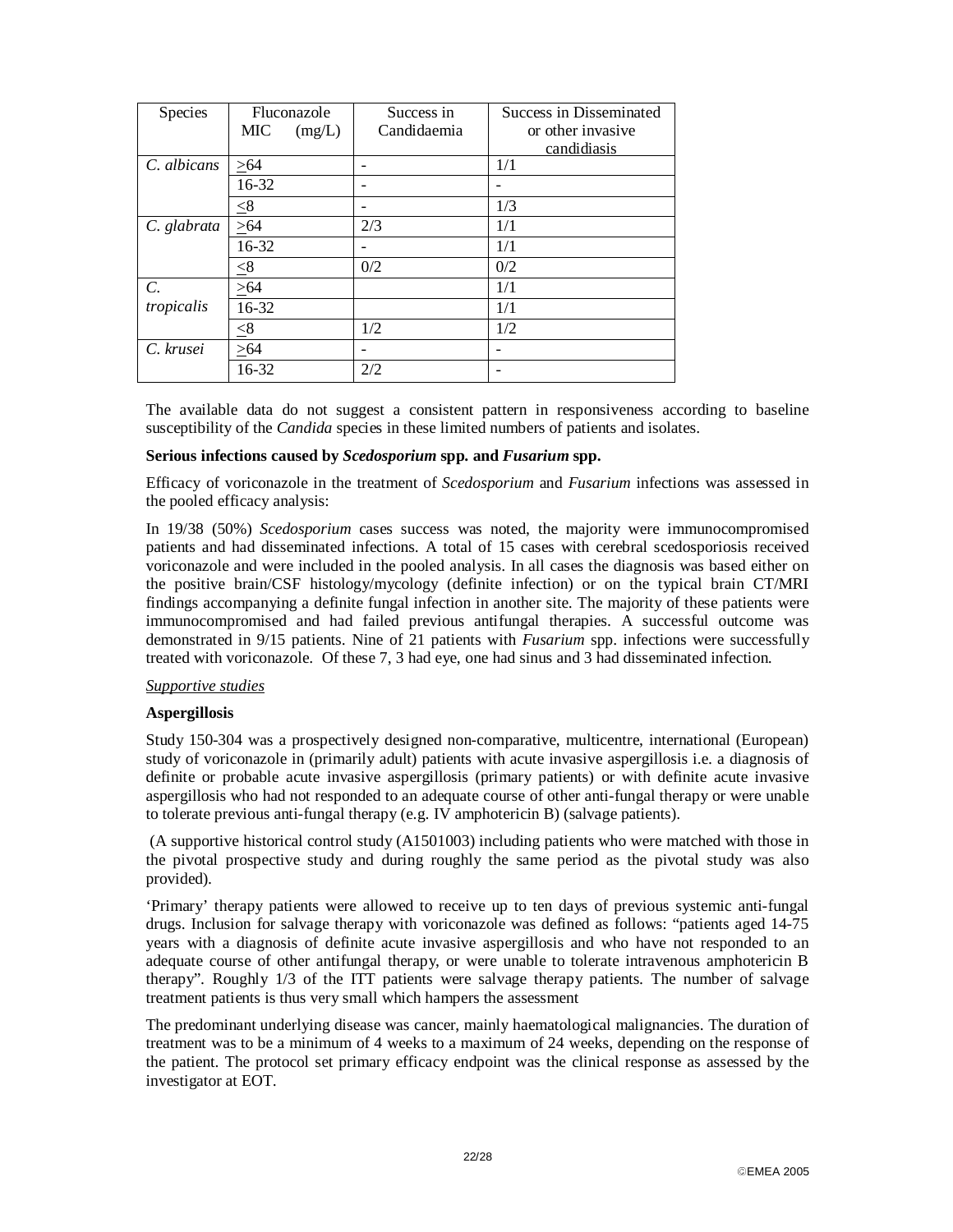| Species | Fluconazole MIC (mg/L) | Success in Candidaemia | Success in Disseminated or other invasive candidiasis |
|---|---|---|---|
| *C. albicans* | ≥64 | - | 1/1 |
| | 16-32 | - | - |
| | ≤8 | - | 1/3 |
| *C. glabrata* | ≥64 | 2/3 | 1/1 |
| | 16-32 | - | 1/1 |
| | ≤8 | 0/2 | 0/2 |
| *C. tropicalis* | ≥64 | | 1/1 |
| | 16-32 | | 1/1 |
| | ≤8 | 1/2 | 1/2 |
| *C. krusei* | ≥64 | - | - |
| | 16-32 | 2/2 | - |

The available data do not suggest a consistent pattern in responsiveness according to baseline susceptibility of the *Candida* species in these limited numbers of patients and isolates.

**Serious infections caused by *Scedosporium* spp. and *Fusarium* spp.**

Efficacy of voriconazole in the treatment of *Scedosporium* and *Fusarium* infections was assessed in the pooled efficacy analysis:

In 19/38 (50%) *Scedosporium* cases success was noted, the majority were immunocompromised patients and had disseminated infections. A total of 15 cases with cerebral scedosporiosis received voriconazole and were included in the pooled analysis. In all cases the diagnosis was based either on the positive brain/CSF histology/mycology (definite infection) or on the typical brain CT/MRI findings accompanying a definite fungal infection in another site. The majority of these patients were immunocompromised and had failed previous antifungal therapies. A successful outcome was demonstrated in 9/15 patients. Nine of 21 patients with *Fusarium* spp. infections were successfully treated with voriconazole. Of these 7, 3 had eye, one had sinus and 3 had disseminated infection.

*Supportive studies*

**Aspergillosis**

Study 150-304 was a prospectively designed non-comparative, multicentre, international (European) study of voriconazole in (primarily adult) patients with acute invasive aspergillosis i.e. a diagnosis of definite or probable acute invasive aspergillosis (primary patients) or with definite acute invasive aspergillosis who had not responded to an adequate course of other anti-fungal therapy or were unable to tolerate previous anti-fungal therapy (e.g. IV amphotericin B) (salvage patients).

(A supportive historical control study (A1501003) including patients who were matched with those in the pivotal prospective study and during roughly the same period as the pivotal study was also provided).

'Primary' therapy patients were allowed to receive up to ten days of previous systemic anti-fungal drugs. Inclusion for salvage therapy with voriconazole was defined as follows: "patients aged 14-75 years with a diagnosis of definite acute invasive aspergillosis and who have not responded to an adequate course of other antifungal therapy, or were unable to tolerate intravenous amphotericin B therapy". Roughly 1/3 of the ITT patients were salvage therapy patients. The number of salvage treatment patients is thus very small which hampers the assessment

The predominant underlying disease was cancer, mainly haematological malignancies. The duration of treatment was to be a minimum of 4 weeks to a maximum of 24 weeks, depending on the response of the patient. The protocol set primary efficacy endpoint was the clinical response as assessed by the investigator at EOT.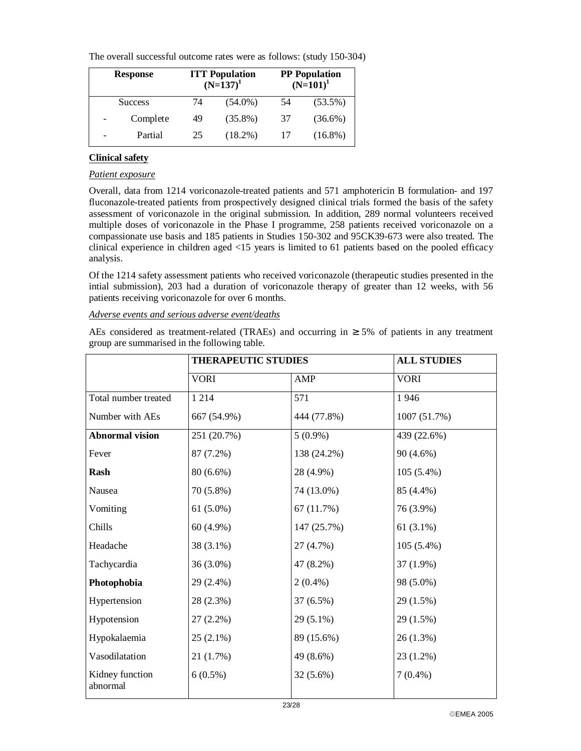The overall successful outcome rates were as follows: (study 150-304)

| Response | ITT Population (N=137)[1] | | PP Population (N=101)[1] | |
|---|---|---|---|---|
| Success | 74 | (54.0%) | 54 | (53.5%) |
| - Complete | 49 | (35.8%) | 37 | (36.6%) |
| - Partial | 25 | (18.2%) | 17 | (16.8%) |

**Clinical safety**

*Patient exposure*

Overall, data from 1214 voriconazole-treated patients and 571 amphotericin B formulation- and 197 fluconazole-treated patients from prospectively designed clinical trials formed the basis of the safety assessment of voriconazole in the original submission. In addition, 289 normal volunteers received multiple doses of voriconazole in the Phase I programme, 258 patients received voriconazole on a compassionate use basis and 185 patients in Studies 150-302 and 95CK39-673 were also treated. The clinical experience in children aged <15 years is limited to 61 patients based on the pooled efficacy analysis.

Of the 1214 safety assessment patients who received voriconazole (therapeutic studies presented in the intial submission), 203 had a duration of voriconazole therapy of greater than 12 weeks, with 56 patients receiving voriconazole for over 6 months.

*Adverse events and serious adverse event/deaths*

AEs considered as treatment-related (TRAEs) and occurring in ≥ 5% of patients in any treatment group are summarised in the following table.

| | THERAPEUTIC STUDIES | | ALL STUDIES |
|---|---|---|---|
| | VORI | AMP | VORI |
| Total number treated | 1 214 | 571 | 1 946 |
| Number with AEs | 667 (54.9%) | 444 (77.8%) | 1007 (51.7%) |
| **Abnormal vision** | 251 (20.7%) | 5 (0.9%) | 439 (22.6%) |
| Fever | 87 (7.2%) | 138 (24.2%) | 90 (4.6%) |
| **Rash** | 80 (6.6%) | 28 (4.9%) | 105 (5.4%) |
| Nausea | 70 (5.8%) | 74 (13.0%) | 85 (4.4%) |
| Vomiting | 61 (5.0%) | 67 (11.7%) | 76 (3.9%) |
| Chills | 60 (4.9%) | 147 (25.7%) | 61 (3.1%) |
| Headache | 38 (3.1%) | 27 (4.7%) | 105 (5.4%) |
| Tachycardia | 36 (3.0%) | 47 (8.2%) | 37 (1.9%) |
| **Photophobia** | 29 (2.4%) | 2 (0.4%) | 98 (5.0%) |
| Hypertension | 28 (2.3%) | 37 (6.5%) | 29 (1.5%) |
| Hypotension | 27 (2.2%) | 29 (5.1%) | 29 (1.5%) |
| Hypokalaemia | 25 (2.1%) | 89 (15.6%) | 26 (1.3%) |
| Vasodilatation | 21 (1.7%) | 49 (8.6%) | 23 (1.2%) |
| Kidney function abnormal | 6 (0.5%) | 32 (5.6%) | 7 (0.4%) |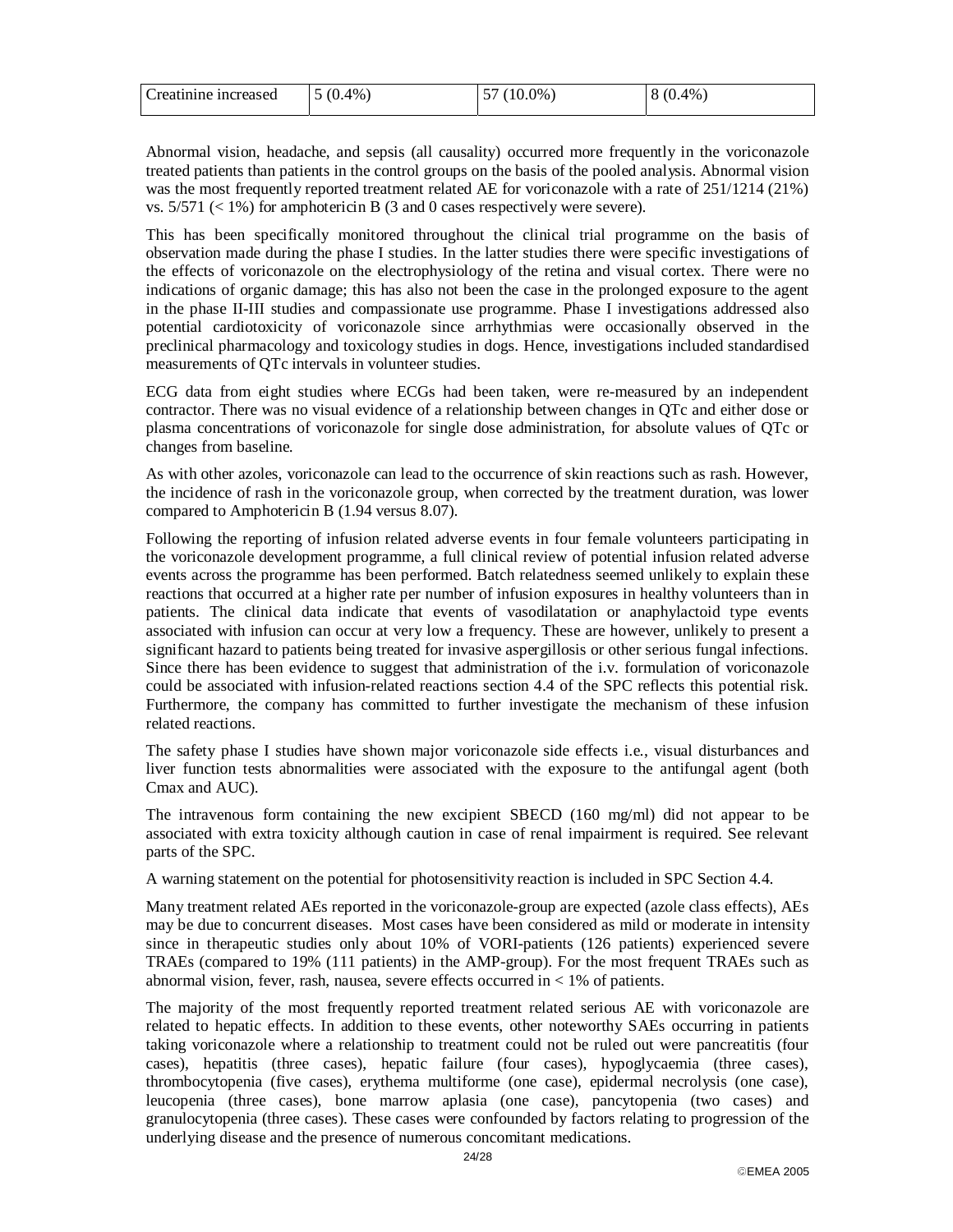| Creatinine increased | 5 (0.4%) | 57 (10.0%) | 8 (0.4%) |
|---|---|---|---|

Abnormal vision, headache, and sepsis (all causality) occurred more frequently in the voriconazole treated patients than patients in the control groups on the basis of the pooled analysis. Abnormal vision was the most frequently reported treatment related AE for voriconazole with a rate of 251/1214 (21%) vs. 5/571 (< 1%) for amphotericin B (3 and 0 cases respectively were severe).

This has been specifically monitored throughout the clinical trial programme on the basis of observation made during the phase I studies. In the latter studies there were specific investigations of the effects of voriconazole on the electrophysiology of the retina and visual cortex. There were no indications of organic damage; this has also not been the case in the prolonged exposure to the agent in the phase II-III studies and compassionate use programme. Phase I investigations addressed also potential cardiotoxicity of voriconazole since arrhythmias were occasionally observed in the preclinical pharmacology and toxicology studies in dogs. Hence, investigations included standardised measurements of QTc intervals in volunteer studies.

ECG data from eight studies where ECGs had been taken, were re-measured by an independent contractor. There was no visual evidence of a relationship between changes in QTc and either dose or plasma concentrations of voriconazole for single dose administration, for absolute values of QTc or changes from baseline.

As with other azoles, voriconazole can lead to the occurrence of skin reactions such as rash. However, the incidence of rash in the voriconazole group, when corrected by the treatment duration, was lower compared to Amphotericin B (1.94 versus 8.07).

Following the reporting of infusion related adverse events in four female volunteers participating in the voriconazole development programme, a full clinical review of potential infusion related adverse events across the programme has been performed. Batch relatedness seemed unlikely to explain these reactions that occurred at a higher rate per number of infusion exposures in healthy volunteers than in patients. The clinical data indicate that events of vasodilatation or anaphylactoid type events associated with infusion can occur at very low a frequency. These are however, unlikely to present a significant hazard to patients being treated for invasive aspergillosis or other serious fungal infections. Since there has been evidence to suggest that administration of the i.v. formulation of voriconazole could be associated with infusion-related reactions section 4.4 of the SPC reflects this potential risk. Furthermore, the company has committed to further investigate the mechanism of these infusion related reactions.

The safety phase I studies have shown major voriconazole side effects i.e., visual disturbances and liver function tests abnormalities were associated with the exposure to the antifungal agent (both Cmax and AUC).

The intravenous form containing the new excipient SBECD (160 mg/ml) did not appear to be associated with extra toxicity although caution in case of renal impairment is required. See relevant parts of the SPC.

A warning statement on the potential for photosensitivity reaction is included in SPC Section 4.4.

Many treatment related AEs reported in the voriconazole-group are expected (azole class effects), AEs may be due to concurrent diseases. Most cases have been considered as mild or moderate in intensity since in therapeutic studies only about 10% of VORI-patients (126 patients) experienced severe TRAEs (compared to 19% (111 patients) in the AMP-group). For the most frequent TRAEs such as abnormal vision, fever, rash, nausea, severe effects occurred in < 1% of patients.

The majority of the most frequently reported treatment related serious AE with voriconazole are related to hepatic effects. In addition to these events, other noteworthy SAEs occurring in patients taking voriconazole where a relationship to treatment could not be ruled out were pancreatitis (four cases), hepatitis (three cases), hepatic failure (four cases), hypoglycaemia (three cases), thrombocytopenia (five cases), erythema multiforme (one case), epidermal necrolysis (one case), leucopenia (three cases), bone marrow aplasia (one case), pancytopenia (two cases) and granulocytopenia (three cases). These cases were confounded by factors relating to progression of the underlying disease and the presence of numerous concomitant medications.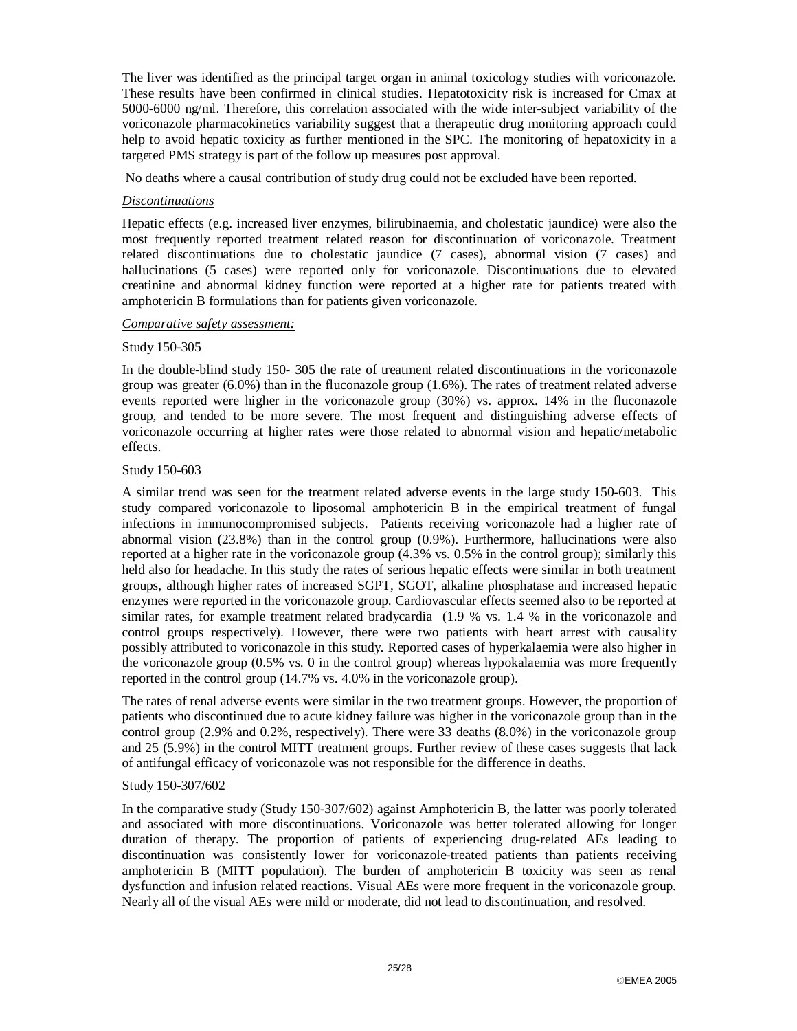The liver was identified as the principal target organ in animal toxicology studies with voriconazole. These results have been confirmed in clinical studies. Hepatotoxicity risk is increased for Cmax at 5000-6000 ng/ml. Therefore, this correlation associated with the wide inter-subject variability of the voriconazole pharmacokinetics variability suggest that a therapeutic drug monitoring approach could help to avoid hepatic toxicity as further mentioned in the SPC. The monitoring of hepatoxicity in a targeted PMS strategy is part of the follow up measures post approval.

No deaths where a causal contribution of study drug could not be excluded have been reported.

*Discontinuations*

Hepatic effects (e.g. increased liver enzymes, bilirubinaemia, and cholestatic jaundice) were also the most frequently reported treatment related reason for discontinuation of voriconazole. Treatment related discontinuations due to cholestatic jaundice (7 cases), abnormal vision (7 cases) and hallucinations (5 cases) were reported only for voriconazole. Discontinuations due to elevated creatinine and abnormal kidney function were reported at a higher rate for patients treated with amphotericin B formulations than for patients given voriconazole.

*Comparative safety assessment:*

Study 150-305

In the double-blind study 150- 305 the rate of treatment related discontinuations in the voriconazole group was greater (6.0%) than in the fluconazole group (1.6%). The rates of treatment related adverse events reported were higher in the voriconazole group (30%) vs. approx. 14% in the fluconazole group, and tended to be more severe. The most frequent and distinguishing adverse effects of voriconazole occurring at higher rates were those related to abnormal vision and hepatic/metabolic effects.

Study 150-603

A similar trend was seen for the treatment related adverse events in the large study 150-603. This study compared voriconazole to liposomal amphotericin B in the empirical treatment of fungal infections in immunocompromised subjects. Patients receiving voriconazole had a higher rate of abnormal vision (23.8%) than in the control group (0.9%). Furthermore, hallucinations were also reported at a higher rate in the voriconazole group (4.3% vs. 0.5% in the control group); similarly this held also for headache. In this study the rates of serious hepatic effects were similar in both treatment groups, although higher rates of increased SGPT, SGOT, alkaline phosphatase and increased hepatic enzymes were reported in the voriconazole group. Cardiovascular effects seemed also to be reported at similar rates, for example treatment related bradycardia (1.9 % vs. 1.4 % in the voriconazole and control groups respectively). However, there were two patients with heart arrest with causality possibly attributed to voriconazole in this study. Reported cases of hyperkalaemia were also higher in the voriconazole group (0.5% vs. 0 in the control group) whereas hypokalaemia was more frequently reported in the control group (14.7% vs. 4.0% in the voriconazole group).

The rates of renal adverse events were similar in the two treatment groups. However, the proportion of patients who discontinued due to acute kidney failure was higher in the voriconazole group than in the control group (2.9% and 0.2%, respectively). There were 33 deaths (8.0%) in the voriconazole group and 25 (5.9%) in the control MITT treatment groups. Further review of these cases suggests that lack of antifungal efficacy of voriconazole was not responsible for the difference in deaths.

Study 150-307/602

In the comparative study (Study 150-307/602) against Amphotericin B, the latter was poorly tolerated and associated with more discontinuations. Voriconazole was better tolerated allowing for longer duration of therapy. The proportion of patients of experiencing drug-related AEs leading to discontinuation was consistently lower for voriconazole-treated patients than patients receiving amphotericin B (MITT population). The burden of amphotericin B toxicity was seen as renal dysfunction and infusion related reactions. Visual AEs were more frequent in the voriconazole group. Nearly all of the visual AEs were mild or moderate, did not lead to discontinuation, and resolved.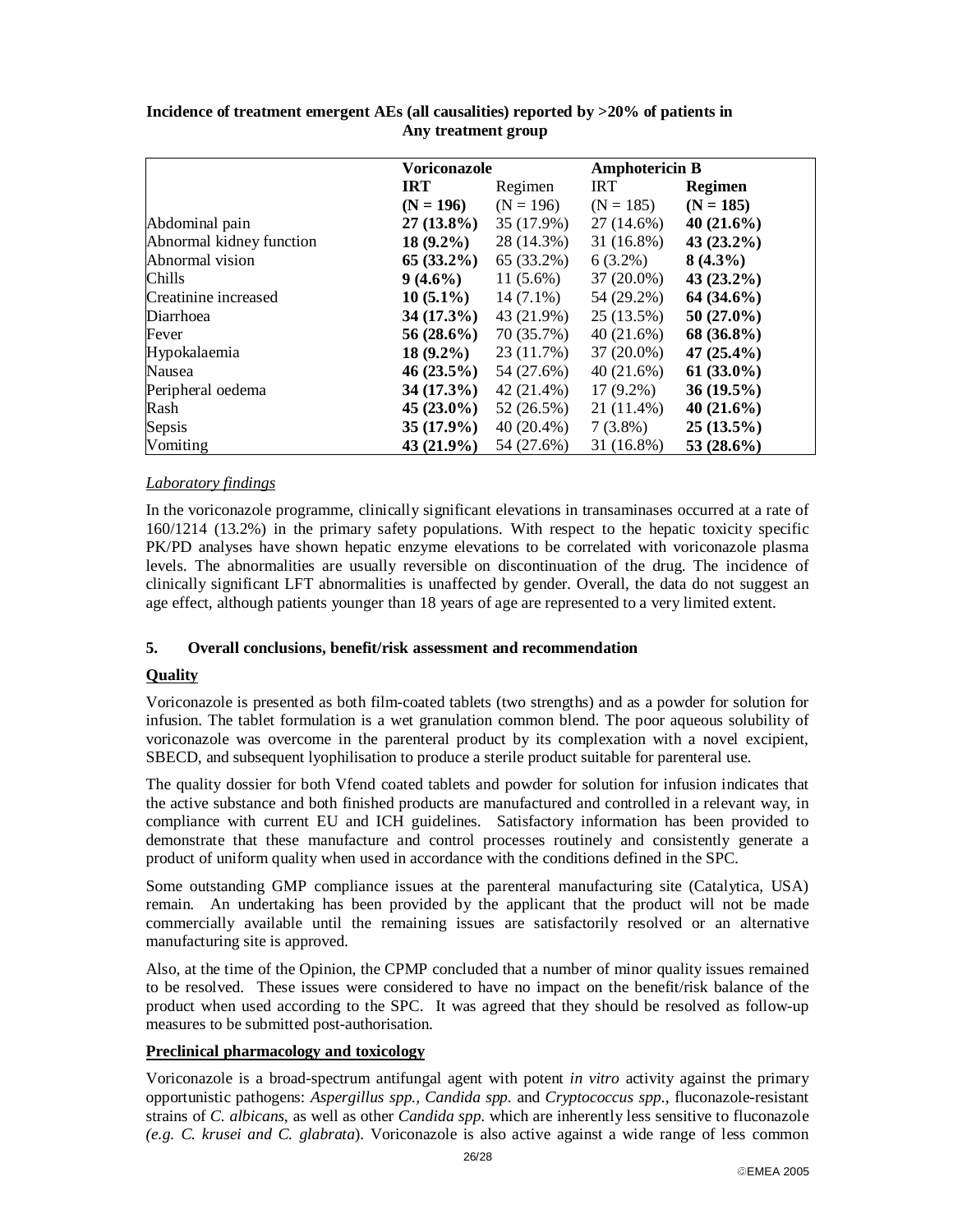**Incidence of treatment emergent AEs (all causalities) reported by >20% of patients in Any treatment group**

| | **Voriconazole** | | **Amphotericin B** | |
|---|---|---|---|---|
| | **IRT** | Regimen | IRT | **Regimen** |
| | **(N = 196)** | (N = 196) | (N = 185) | **(N = 185)** |
| Abdominal pain | **27 (13.8%)** | 35 (17.9%) | 27 (14.6%) | **40 (21.6%)** |
| Abnormal kidney function | **18 (9.2%)** | 28 (14.3%) | 31 (16.8%) | **43 (23.2%)** |
| Abnormal vision | **65 (33.2%)** | 65 (33.2%) | 6 (3.2%) | **8 (4.3%)** |
| Chills | **9 (4.6%)** | 11 (5.6%) | 37 (20.0%) | **43 (23.2%)** |
| Creatinine increased | **10 (5.1%)** | 14 (7.1%) | 54 (29.2%) | **64 (34.6%)** |
| Diarrhoea | **34 (17.3%)** | 43 (21.9%) | 25 (13.5%) | **50 (27.0%)** |
| Fever | **56 (28.6%)** | 70 (35.7%) | 40 (21.6%) | **68 (36.8%)** |
| Hypokalaemia | **18 (9.2%)** | 23 (11.7%) | 37 (20.0%) | **47 (25.4%)** |
| Nausea | **46 (23.5%)** | 54 (27.6%) | 40 (21.6%) | **61 (33.0%)** |
| Peripheral oedema | **34 (17.3%)** | 42 (21.4%) | 17 (9.2%) | **36 (19.5%)** |
| Rash | **45 (23.0%)** | 52 (26.5%) | 21 (11.4%) | **40 (21.6%)** |
| Sepsis | **35 (17.9%)** | 40 (20.4%) | 7 (3.8%) | **25 (13.5%)** |
| Vomiting | **43 (21.9%)** | 54 (27.6%) | 31 (16.8%) | **53 (28.6%)** |

*Laboratory findings*

In the voriconazole programme, clinically significant elevations in transaminases occurred at a rate of 160/1214 (13.2%) in the primary safety populations. With respect to the hepatic toxicity specific PK/PD analyses have shown hepatic enzyme elevations to be correlated with voriconazole plasma levels. The abnormalities are usually reversible on discontinuation of the drug. The incidence of clinically significant LFT abnormalities is unaffected by gender. Overall, the data do not suggest an age effect, although patients younger than 18 years of age are represented to a very limited extent.

## 5. Overall conclusions, benefit/risk assessment and recommendation

**Quality**

Voriconazole is presented as both film-coated tablets (two strengths) and as a powder for solution for infusion. The tablet formulation is a wet granulation common blend. The poor aqueous solubility of voriconazole was overcome in the parenteral product by its complexation with a novel excipient, SBECD, and subsequent lyophilisation to produce a sterile product suitable for parenteral use.

The quality dossier for both Vfend coated tablets and powder for solution for infusion indicates that the active substance and both finished products are manufactured and controlled in a relevant way, in compliance with current EU and ICH guidelines. Satisfactory information has been provided to demonstrate that these manufacture and control processes routinely and consistently generate a product of uniform quality when used in accordance with the conditions defined in the SPC.

Some outstanding GMP compliance issues at the parenteral manufacturing site (Catalytica, USA) remain. An undertaking has been provided by the applicant that the product will not be made commercially available until the remaining issues are satisfactorily resolved or an alternative manufacturing site is approved.

Also, at the time of the Opinion, the CPMP concluded that a number of minor quality issues remained to be resolved. These issues were considered to have no impact on the benefit/risk balance of the product when used according to the SPC. It was agreed that they should be resolved as follow-up measures to be submitted post-authorisation.

**Preclinical pharmacology and toxicology**

Voriconazole is a broad-spectrum antifungal agent with potent *in vitro* activity against the primary opportunistic pathogens: *Aspergillus spp.*, *Candida spp.* and *Cryptococcus spp.*, fluconazole-resistant strains of *C. albicans*, as well as other *Candida spp.* which are inherently less sensitive to fluconazole (*e.g. C. krusei and C. glabrata*). Voriconazole is also active against a wide range of less common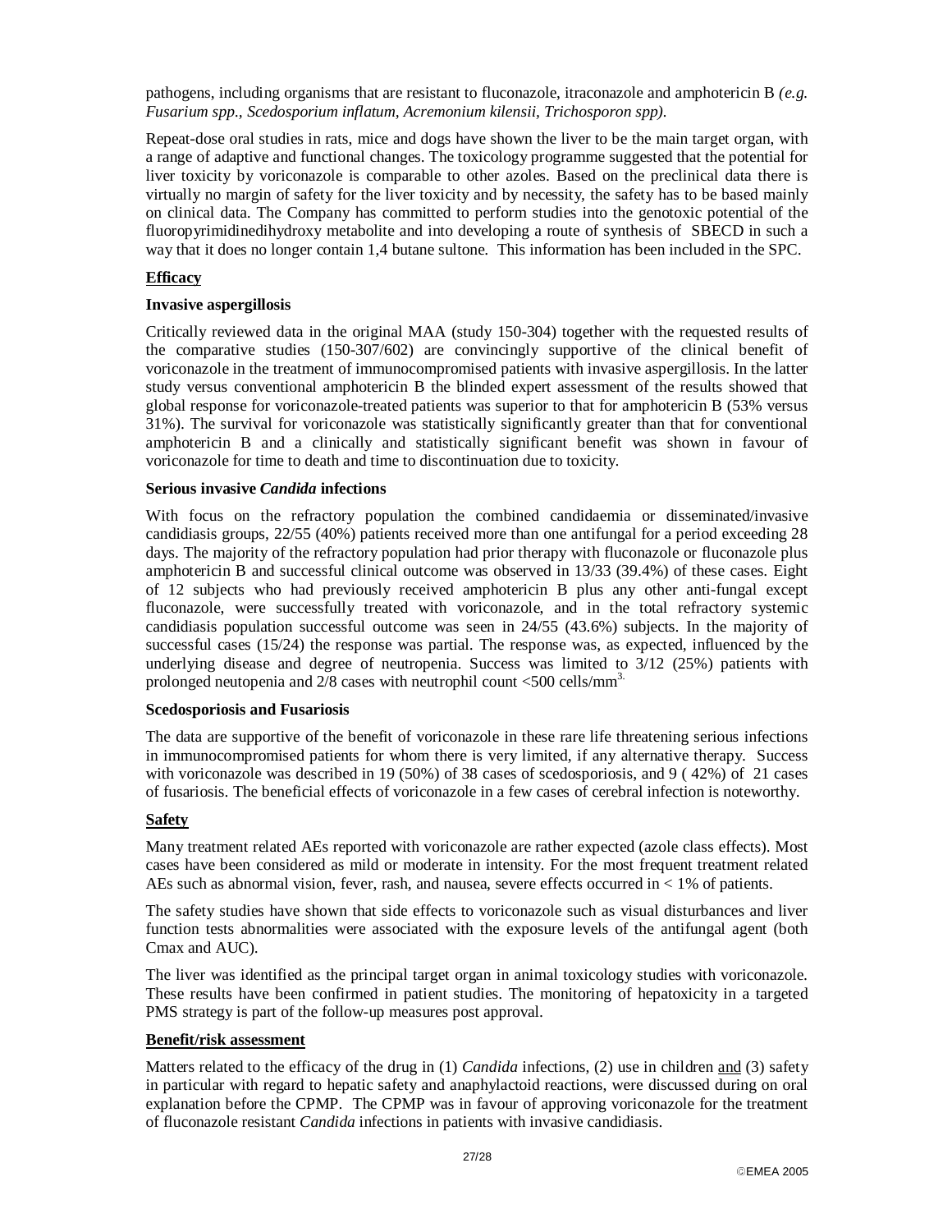pathogens, including organisms that are resistant to fluconazole, itraconazole and amphotericin B *(e.g. Fusarium spp., Scedosporium inflatum, Acremonium kilensii, Trichosporon spp).*

Repeat-dose oral studies in rats, mice and dogs have shown the liver to be the main target organ, with a range of adaptive and functional changes. The toxicology programme suggested that the potential for liver toxicity by voriconazole is comparable to other azoles. Based on the preclinical data there is virtually no margin of safety for the liver toxicity and by necessity, the safety has to be based mainly on clinical data. The Company has committed to perform studies into the genotoxic potential of the fluoropyrimidinedihydroxy metabolite and into developing a route of synthesis of SBECD in such a way that it does no longer contain 1,4 butane sultone. This information has been included in the SPC.

**Efficacy**

**Invasive aspergillosis**

Critically reviewed data in the original MAA (study 150-304) together with the requested results of the comparative studies (150-307/602) are convincingly supportive of the clinical benefit of voriconazole in the treatment of immunocompromised patients with invasive aspergillosis. In the latter study versus conventional amphotericin B the blinded expert assessment of the results showed that global response for voriconazole-treated patients was superior to that for amphotericin B (53% versus 31%). The survival for voriconazole was statistically significantly greater than that for conventional amphotericin B and a clinically and statistically significant benefit was shown in favour of voriconazole for time to death and time to discontinuation due to toxicity.

**Serious invasive *Candida* infections**

With focus on the refractory population the combined candidaemia or disseminated/invasive candidiasis groups, 22/55 (40%) patients received more than one antifungal for a period exceeding 28 days. The majority of the refractory population had prior therapy with fluconazole or fluconazole plus amphotericin B and successful clinical outcome was observed in 13/33 (39.4%) of these cases. Eight of 12 subjects who had previously received amphotericin B plus any other anti-fungal except fluconazole, were successfully treated with voriconazole, and in the total refractory systemic candidiasis population successful outcome was seen in 24/55 (43.6%) subjects. In the majority of successful cases (15/24) the response was partial. The response was, as expected, influenced by the underlying disease and degree of neutropenia. Success was limited to 3/12 (25%) patients with prolonged neutopenia and 2/8 cases with neutrophil count <500 cells/mm$^3$.

**Scedosporiosis and Fusariosis**

The data are supportive of the benefit of voriconazole in these rare life threatening serious infections in immunocompromised patients for whom there is very limited, if any alternative therapy. Success with voriconazole was described in 19 (50%) of 38 cases of scedosporiosis, and 9 ( 42%) of 21 cases of fusariosis. The beneficial effects of voriconazole in a few cases of cerebral infection is noteworthy.

**Safety**

Many treatment related AEs reported with voriconazole are rather expected (azole class effects). Most cases have been considered as mild or moderate in intensity. For the most frequent treatment related AEs such as abnormal vision, fever, rash, and nausea, severe effects occurred in < 1% of patients.

The safety studies have shown that side effects to voriconazole such as visual disturbances and liver function tests abnormalities were associated with the exposure levels of the antifungal agent (both Cmax and AUC).

The liver was identified as the principal target organ in animal toxicology studies with voriconazole. These results have been confirmed in patient studies. The monitoring of hepatoxicity in a targeted PMS strategy is part of the follow-up measures post approval.

**Benefit/risk assessment**

Matters related to the efficacy of the drug in (1) *Candida* infections, (2) use in children and (3) safety in particular with regard to hepatic safety and anaphylactoid reactions, were discussed during on oral explanation before the CPMP. The CPMP was in favour of approving voriconazole for the treatment of fluconazole resistant *Candida* infections in patients with invasive candidiasis.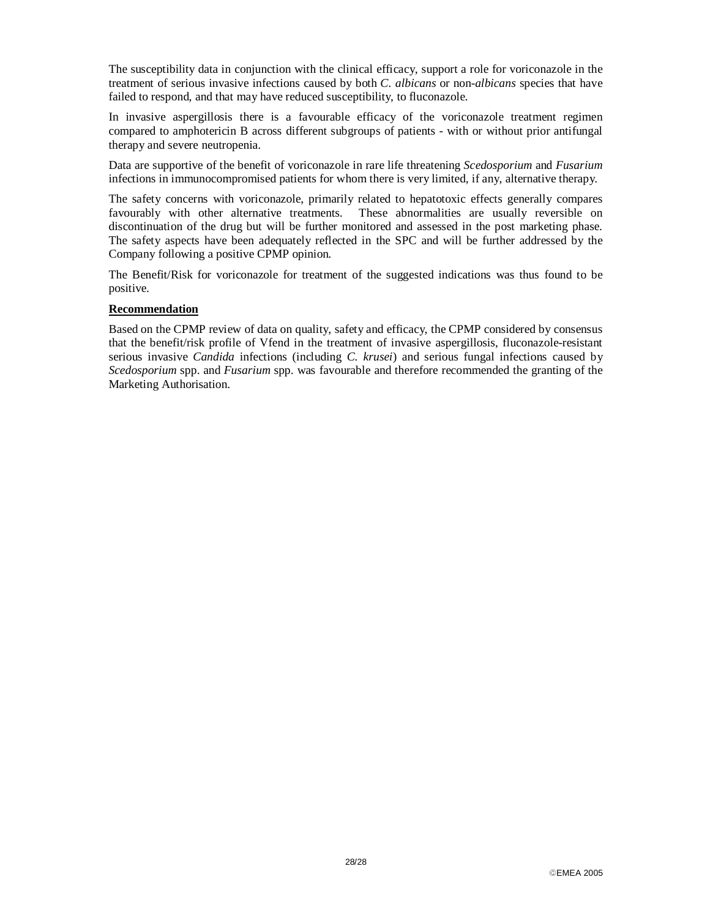The susceptibility data in conjunction with the clinical efficacy, support a role for voriconazole in the treatment of serious invasive infections caused by both *C. albicans* or non-*albicans* species that have failed to respond, and that may have reduced susceptibility, to fluconazole.

In invasive aspergillosis there is a favourable efficacy of the voriconazole treatment regimen compared to amphotericin B across different subgroups of patients - with or without prior antifungal therapy and severe neutropenia.

Data are supportive of the benefit of voriconazole in rare life threatening *Scedosporium* and *Fusarium* infections in immunocompromised patients for whom there is very limited, if any, alternative therapy.

The safety concerns with voriconazole, primarily related to hepatotoxic effects generally compares favourably with other alternative treatments. These abnormalities are usually reversible on discontinuation of the drug but will be further monitored and assessed in the post marketing phase. The safety aspects have been adequately reflected in the SPC and will be further addressed by the Company following a positive CPMP opinion.

The Benefit/Risk for voriconazole for treatment of the suggested indications was thus found to be positive.

**Recommendation**

Based on the CPMP review of data on quality, safety and efficacy, the CPMP considered by consensus that the benefit/risk profile of Vfend in the treatment of invasive aspergillosis, fluconazole-resistant serious invasive *Candida* infections (including *C. krusei*) and serious fungal infections caused by *Scedosporium* spp. and *Fusarium* spp. was favourable and therefore recommended the granting of the Marketing Authorisation.